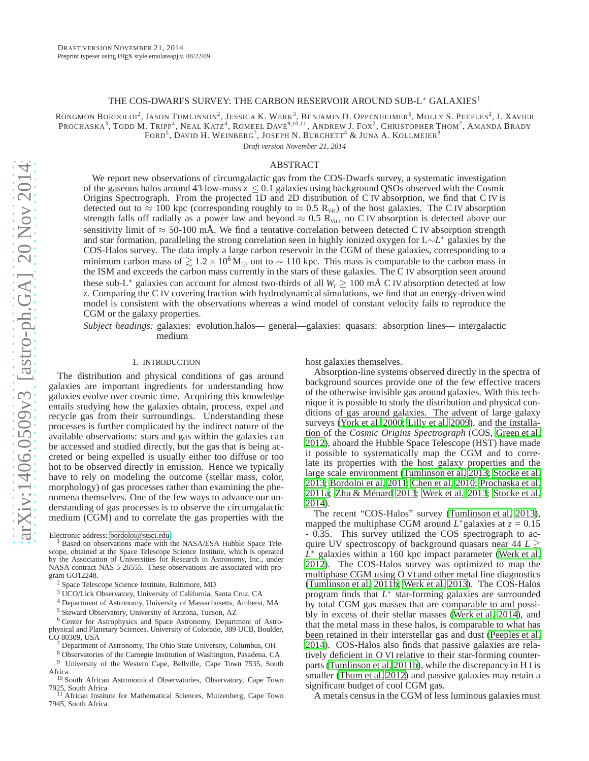Draft version November 21, 2014

Preprint typeset using LaTeX style emulateapj v. 08/22/09

# THE COS-DWARFS SURVEY: THE CARBON RESERVOIR AROUND SUB-L$^*$ GALAXIES[1]

Rongmon Bordoloi[2], Jason Tumlinson[2], Jessica K. Werk[3], Benjamin D. Oppenheimer[6], Molly S. Peeples[2], J. Xavier Prochaska[3], Todd M. Tripp[4], Neal Katz[4], Romeel Davé[9,10,11], Andrew J. Fox[2], Christopher Thom[2], Amanda Brady Ford[5], David H. Weinberg[7], Joseph N. Burchett[4] & Juna A. Kollmeier[8]

*Draft version November 21, 2014*

## ABSTRACT

We report new observations of circumgalactic gas from the COS-Dwarfs survey, a systematic investigation of the gaseous halos around 43 low-mass $z \leq 0.1$ galaxies using background QSOs observed with the Cosmic Origins Spectrograph. From the projected 1D and 2D distribution of C IV absorption, we find that C IV is detected out to $\approx$ 100 kpc (corresponding roughly to $\approx 0.5$ $R_{vir}$) of the host galaxies. The C IV absorption strength falls off radially as a power law and beyond $\approx 0.5$ $R_{vir}$, no C IV absorption is detected above our sensitivity limit of $\approx$ 50-100 mÅ. We find a tentative correlation between detected C IV absorption strength and star formation, paralleling the strong correlation seen in highly ionized oxygen for L$\sim$$L^*$ galaxies by the COS-Halos survey. The data imply a large carbon reservoir in the CGM of these galaxies, corresponding to a minimum carbon mass of $\gtrsim 1.2 \times 10^6$ $M_\odot$ out to $\sim$ 110 kpc. This mass is comparable to the carbon mass in the ISM and exceeds the carbon mass currently in the stars of these galaxies. The C IV absorption seen around these sub-L$^*$ galaxies can account for almost two-thirds of all $W_r \geq 100$ mÅ C IV absorption detected at low $z$. Comparing the C IV covering fraction with hydrodynamical simulations, we find that an energy-driven wind model is consistent with the observations whereas a wind model of constant velocity fails to reproduce the CGM or the galaxy properties.

*Subject headings:* galaxies: evolution,halos— general—galaxies: quasars: absorption lines— intergalactic medium

## 1. INTRODUCTION

The distribution and physical conditions of gas around galaxies are important ingredients for understanding how galaxies evolve over cosmic time. Acquiring this knowledge entails studying how the galaxies obtain, process, expel and recycle gas from their surroundings. Understanding these processes is further complicated by the indirect nature of the available observations: stars and gas within the galaxies can be accessed and studied directly, but the gas that is being accreted or being expelled is usually either too diffuse or too hot to be observed directly in emission. Hence we typically have to rely on modeling the outcome (stellar mass, color, morphology) of gas processes rather than examining the phenomena themselves. One of the few ways to advance our understanding of gas processes is to observe the circumgalactic medium (CGM) and to correlate the gas properties with the host galaxies themselves.

Absorption-line systems observed directly in the spectra of background sources provide one of the few effective tracers of the otherwise invisible gas around galaxies. With this technique it is possible to study the distribution and physical conditions of gas around galaxies. The advent of large galaxy surveys (York et al. 2000; Lilly et al. 2009), and the installation of the *Cosmic Origins Spectrograph* (COS, Green et al. 2012), aboard the Hubble Space Telescope (HST) have made it possible to systematically map the CGM and to correlate its properties with the host galaxy properties and the large scale environment (Tumlinson et al. 2013; Stocke et al. 2013; Bordoloi et al. 2011; Chen et al. 2010; Prochaska et al. 2011a; Zhu & Ménard 2013; Werk et al. 2013; Stocke et al. 2014).

The recent "COS-Halos" survey (Tumlinson et al. 2013), mapped the multiphase CGM around $L^*$galaxies at $z$ = 0.15 - 0.35. This survey utilized the COS spectrograph to acquire UV spectroscopy of background quasars near 44 $L \gtrsim L^*$ galaxies within a 160 kpc impact parameter (Werk et al. 2012). The COS-Halos survey was optimized to map the multiphase CGM using O VI and other metal line diagnostics (Tumlinson et al. 2011b; Werk et al. 2013). The COS-Halos program finds that $L^*$ star-forming galaxies are surrounded by total CGM gas masses that are comparable to and possibly in excess of their stellar masses (Werk et al. 2014), and that the metal mass in these halos, is comparable to what has been retained in their interstellar gas and dust (Peeples et al. 2014). COS-Halos also finds that passive galaxies are relatively deficient in O VI relative to their star-forming counterparts (Tumlinson et al. 2011b), while the discrepancy in H I is smaller (Thom et al. 2012) and passive galaxies may retain a significant budget of cool CGM gas.

A metals census in the CGM of less luminous galaxies must

---

Electronic address: bordoloi@stsci.edu

[1] Based on observations made with the NASA/ESA Hubble Space Telescope, obtained at the Space Telescope Science Institute, which is operated by the Association of Universities for Research in Astronomy, Inc., under NASA contract NAS 5-26555. These observations are associated with program GO12248.

[2] Space Telescope Science Institute, Baltimore, MD

[3] UCO/Lick Observatory, University of California, Santa Cruz, CA

[4] Department of Astronomy, University of Massachusetts, Amherst, MA

[5] Steward Observatory, University of Arizona, Tucson, AZ

[6] Center for Astrophysics and Space Astronomy, Department of Astrophysical and Planetary Sciences, University of Colorado, 389 UCB, Boulder, CO 80309, USA

[7] Department of Astronomy, The Ohio State University, Columbus, OH

[8] Observatories of the Carnegie Institution of Washington, Pasadena, CA

[9] University of the Western Cape, Bellville, Cape Town 7535, South Africa

[10] South African Astronomical Observatories, Observatory, Cape Town 7925, South Africa

[11] African Institute for Mathematical Sciences, Muizenberg, Cape Town 7945, South Africa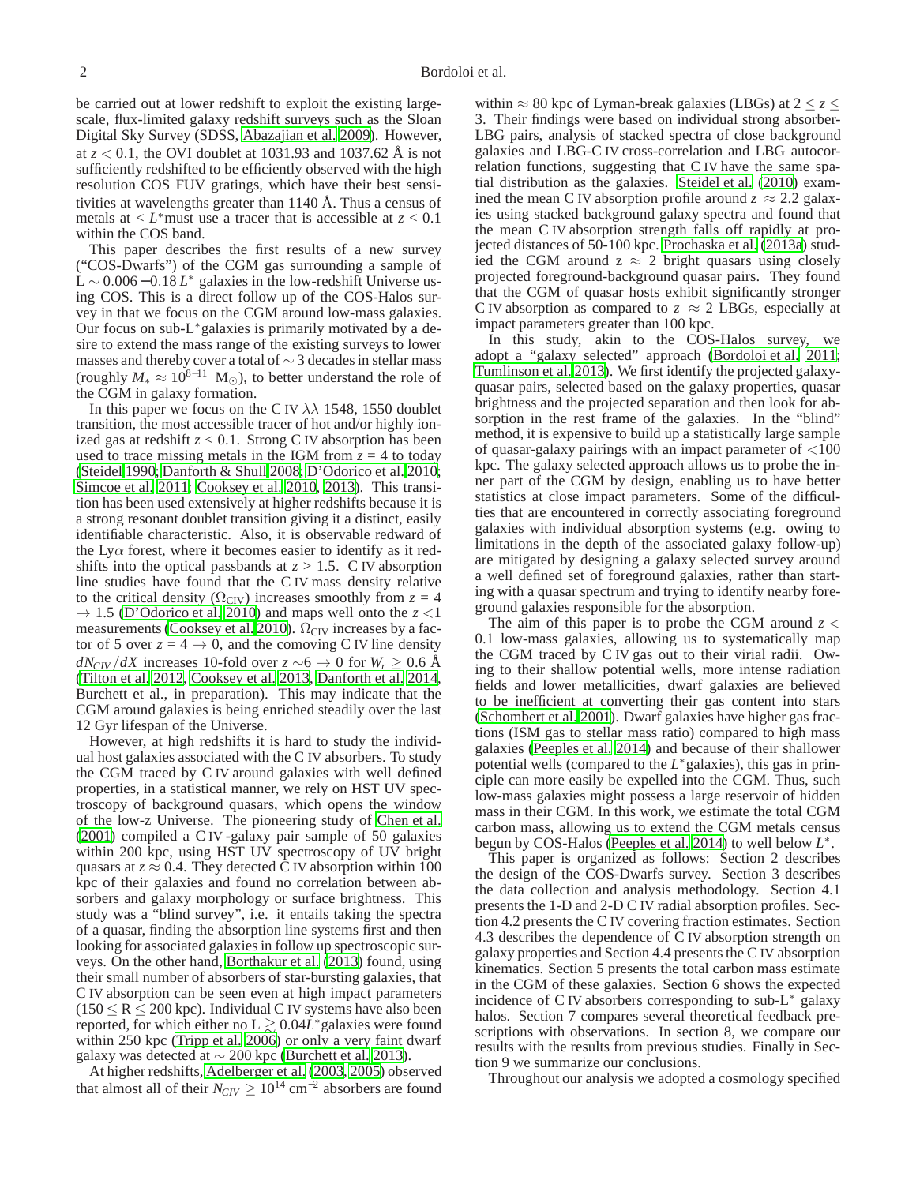be carried out at lower redshift to exploit the existing large-scale, flux-limited galaxy redshift surveys such as the Sloan Digital Sky Survey (SDSS, Abazajian et al. 2009). However, at $z < 0.1$, the OVI doublet at 1031.93 and 1037.62 Å is not sufficiently redshifted to be efficiently observed with the high resolution COS FUV gratings, which have their best sensitivities at wavelengths greater than 1140 Å. Thus a census of metals at $< L^*$ must use a tracer that is accessible at $z < 0.1$ within the COS band.

This paper describes the first results of a new survey ("COS-Dwarfs") of the CGM gas surrounding a sample of $L \sim 0.006 - 0.18\,L^*$ galaxies in the low-redshift Universe using COS. This is a direct follow up of the COS-Halos survey in that we focus on the CGM around low-mass galaxies. Our focus on sub-$L^*$ galaxies is primarily motivated by a desire to extend the mass range of the existing surveys to lower masses and thereby cover a total of $\sim 3$ decades in stellar mass (roughly $M_* \approx 10^{8-11}$ M$_\odot$), to better understand the role of the CGM in galaxy formation.

In this paper we focus on the C IV $\lambda\lambda$ 1548, 1550 doublet transition, the most accessible tracer of hot and/or highly ionized gas at redshift $z < 0.1$. Strong C IV absorption has been used to trace missing metals in the IGM from $z = 4$ to today (Steidel 1990; Danforth & Shull 2008; D'Odorico et al. 2010; Simcoe et al. 2011; Cooksey et al. 2010, 2013). This transition has been used extensively at higher redshifts because it is a strong resonant doublet transition giving it a distinct, easily identifiable characteristic. Also, it is observable redward of the Ly$\alpha$ forest, where it becomes easier to identify as it redshifts into the optical passbands at $z > 1.5$. C IV absorption line studies have found that the C IV mass density relative to the critical density ($\Omega_{\rm CIV}$) increases smoothly from $z = 4 \rightarrow 1.5$ (D'Odorico et al. 2010) and maps well onto the $z < 1$ measurements (Cooksey et al. 2010). $\Omega_{\rm CIV}$ increases by a factor of 5 over $z = 4 \rightarrow 0$, and the comoving C IV line density $dN_{CIV}/dX$ increases 10-fold over $z \sim 6 \rightarrow 0$ for $W_r \geq 0.6$ Å (Tilton et al. 2012, Cooksey et al. 2013, Danforth et al. 2014, Burchett et al., in preparation). This may indicate that the CGM around galaxies is being enriched steadily over the last 12 Gyr lifespan of the Universe.

However, at high redshifts it is hard to study the individual host galaxies associated with the C IV absorbers. To study the CGM traced by C IV around galaxies with well defined properties, in a statistical manner, we rely on HST UV spectroscopy of background quasars, which opens the window of the low-z Universe. The pioneering study of Chen et al. (2001) compiled a C IV -galaxy pair sample of 50 galaxies within 200 kpc, using HST UV spectroscopy of UV bright quasars at $z \approx 0.4$. They detected C IV absorption within 100 kpc of their galaxies and found no correlation between absorbers and galaxy morphology or surface brightness. This study was a "blind survey", i.e. it entails taking the spectra of a quasar, finding the absorption line systems first and then looking for associated galaxies in follow up spectroscopic surveys. On the other hand, Borthakur et al. (2013) found, using their small number of absorbers of star-bursting galaxies, that C IV absorption can be seen even at high impact parameters ($150 \leq R \leq 200$ kpc). Individual C IV systems have also been reported, for which either no $L \gtrsim 0.04 L^*$ galaxies were found within 250 kpc (Tripp et al. 2006) or only a very faint dwarf galaxy was detected at $\sim 200$ kpc (Burchett et al. 2013).

At higher redshifts, Adelberger et al. (2003, 2005) observed that almost all of their $N_{CIV} \geq 10^{14}$ cm$^{-2}$ absorbers are found within $\approx 80$ kpc of Lyman-break galaxies (LBGs) at $2 \leq z \leq 3$. Their findings were based on individual strong absorber-LBG pairs, analysis of stacked spectra of close background galaxies and LBG-C IV cross-correlation and LBG autocorrelation functions, suggesting that C IV have the same spatial distribution as the galaxies. Steidel et al. (2010) examined the mean C IV absorption profile around $z \approx 2.2$ galaxies using stacked background galaxy spectra and found that the mean C IV absorption strength falls off rapidly at projected distances of 50-100 kpc. Prochaska et al. (2013a) studied the CGM around $z \approx 2$ bright quasars using closely projected foreground-background quasar pairs. They found that the CGM of quasar hosts exhibit significantly stronger C IV absorption as compared to $z \approx 2$ LBGs, especially at impact parameters greater than 100 kpc.

In this study, akin to the COS-Halos survey, we adopt a "galaxy selected" approach (Bordoloi et al. 2011; Tumlinson et al. 2013). We first identify the projected galaxy-quasar pairs, selected based on the galaxy properties, quasar brightness and the projected separation and then look for absorption in the rest frame of the galaxies. In the "blind" method, it is expensive to build up a statistically large sample of quasar-galaxy pairings with an impact parameter of $<100$ kpc. The galaxy selected approach allows us to probe the inner part of the CGM by design, enabling us to have better statistics at close impact parameters. Some of the difficulties that are encountered in correctly associating foreground galaxies with individual absorption systems (e.g. owing to limitations in the depth of the associated galaxy follow-up) are mitigated by designing a galaxy selected survey around a well defined set of foreground galaxies, rather than starting with a quasar spectrum and trying to identify nearby foreground galaxies responsible for the absorption.

The aim of this paper is to probe the CGM around $z < 0.1$ low-mass galaxies, allowing us to systematically map the CGM traced by C IV gas out to their virial radii. Owing to their shallow potential wells, more intense radiation fields and lower metallicities, dwarf galaxies are believed to be inefficient at converting their gas content into stars (Schombert et al. 2001). Dwarf galaxies have higher gas fractions (ISM gas to stellar mass ratio) compared to high mass galaxies (Peeples et al. 2014) and because of their shallower potential wells (compared to the $L^*$ galaxies), this gas in principle can more easily be expelled into the CGM. Thus, such low-mass galaxies might possess a large reservoir of hidden mass in their CGM. In this work, we estimate the total CGM carbon mass, allowing us to extend the CGM metals census begun by COS-Halos (Peeples et al. 2014) to well below $L^*$.

This paper is organized as follows: Section 2 describes the design of the COS-Dwarfs survey. Section 3 describes the data collection and analysis methodology. Section 4.1 presents the 1-D and 2-D C IV radial absorption profiles. Section 4.2 presents the C IV covering fraction estimates. Section 4.3 describes the dependence of C IV absorption strength on galaxy properties and Section 4.4 presents the C IV absorption kinematics. Section 5 presents the total carbon mass estimate in the CGM of these galaxies. Section 6 shows the expected incidence of C IV absorbers corresponding to sub-$L^*$ galaxy halos. Section 7 compares several theoretical feedback prescriptions with observations. In section 8, we compare our results with the results from previous studies. Finally in Section 9 we summarize our conclusions.

Throughout our analysis we adopted a cosmology specified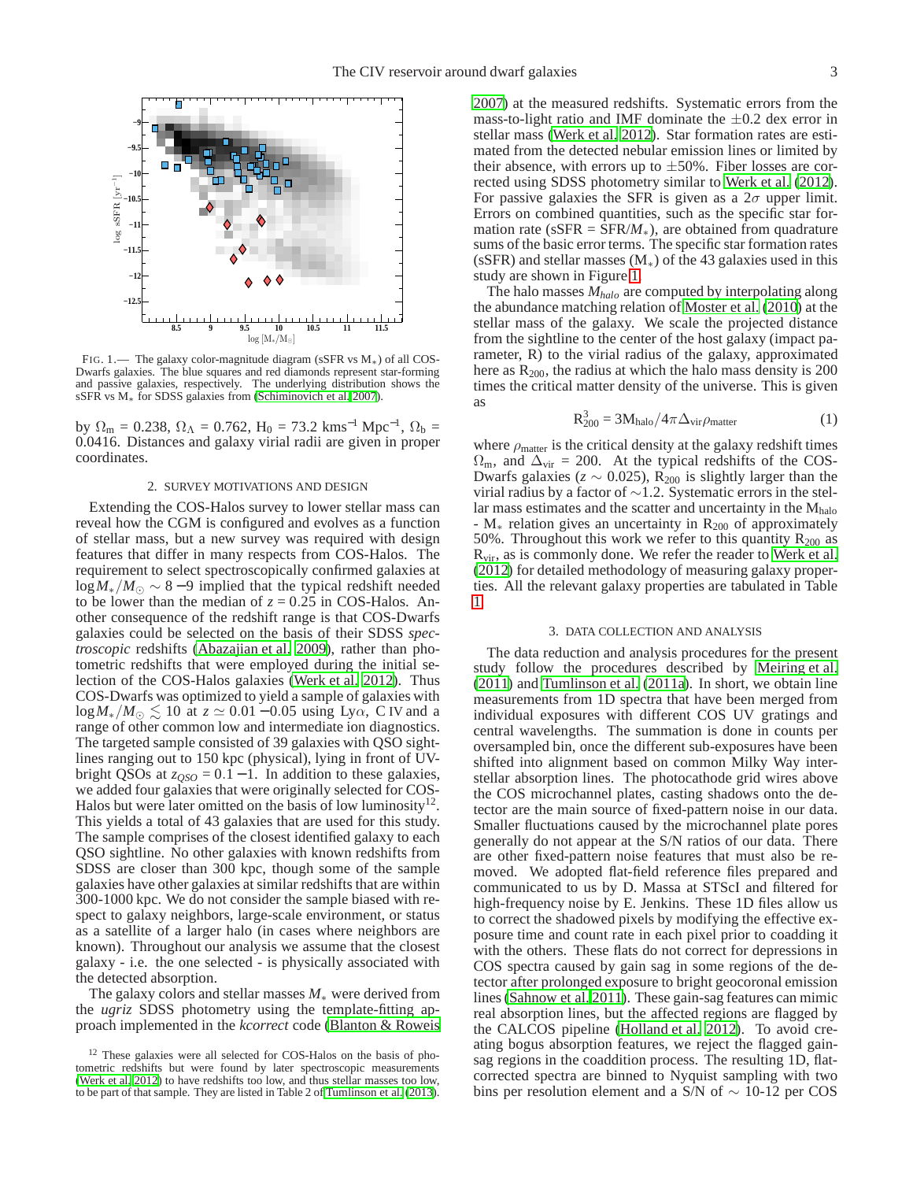FIG. 1.— The galaxy color-magnitude diagram (sSFR vs $M_*$) of all COS-Dwarfs galaxies. The blue squares and red diamonds represent star-forming and passive galaxies, respectively. The underlying distribution shows the sSFR vs $M_*$ for SDSS galaxies from (Schiminovich et al. 2007).

by $\Omega_m$ = 0.238, $\Omega_\Lambda$ = 0.762, $H_0$ = 73.2 kms$^{-1}$ Mpc$^{-1}$, $\Omega_b$ = 0.0416. Distances and galaxy virial radii are given in proper coordinates.

## 2. SURVEY MOTIVATIONS AND DESIGN

Extending the COS-Halos survey to lower stellar mass can reveal how the CGM is configured and evolves as a function of stellar mass, but a new survey was required with design features that differ in many respects from COS-Halos. The requirement to select spectroscopically confirmed galaxies at $\log M_*/M_\odot \sim 8-9$ implied that the typical redshift needed to be lower than the median of $z = 0.25$ in COS-Halos. Another consequence of the redshift range is that COS-Dwarfs galaxies could be selected on the basis of their SDSS *spectroscopic* redshifts (Abazajian et al. 2009), rather than photometric redshifts that were employed during the initial selection of the COS-Halos galaxies (Werk et al. 2012). Thus COS-Dwarfs was optimized to yield a sample of galaxies with $\log M_*/M_\odot \lesssim 10$ at $z \simeq 0.01-0.05$ using Ly$\alpha$, C IV and a range of other common low and intermediate ion diagnostics. The targeted sample consisted of 39 galaxies with QSO sightlines ranging out to 150 kpc (physical), lying in front of UV-bright QSOs at $z_{QSO} = 0.1-1$. In addition to these galaxies, we added four galaxies that were originally selected for COS-Halos but were later omitted on the basis of low luminosity[12]. This yields a total of 43 galaxies that are used for this study. The sample comprises of the closest identified galaxy to each QSO sightline. No other galaxies with known redshifts from SDSS are closer than 300 kpc, though some of the sample galaxies have other galaxies at similar redshifts that are within 300-1000 kpc. We do not consider the sample biased with respect to galaxy neighbors, large-scale environment, or status as a satellite of a larger halo (in cases where neighbors are known). Throughout our analysis we assume that the closest galaxy - i.e. the one selected - is physically associated with the detected absorption.

The galaxy colors and stellar masses $M_*$ were derived from the *ugriz* SDSS photometry using the template-fitting approach implemented in the *kcorrect* code (Blanton & Roweis 2007) at the measured redshifts. Systematic errors from the mass-to-light ratio and IMF dominate the $\pm$0.2 dex error in stellar mass (Werk et al. 2012). Star formation rates are estimated from the detected nebular emission lines or limited by their absence, with errors up to $\pm$50%. Fiber losses are corrected using SDSS photometry similar to Werk et al. (2012). For passive galaxies the SFR is given as a 2$\sigma$ upper limit. Errors on combined quantities, such as the specific star formation rate (sSFR = SFR/$M_*$), are obtained from quadrature sums of the basic error terms. The specific star formation rates (sSFR) and stellar masses ($M_*$) of the 43 galaxies used in this study are shown in Figure 1.

The halo masses $M_{halo}$ are computed by interpolating along the abundance matching relation of Moster et al. (2010) at the stellar mass of the galaxy. We scale the projected distance from the sightline to the center of the host galaxy (impact parameter, R) to the virial radius of the galaxy, approximated here as $R_{200}$, the radius at which the halo mass density is 200 times the critical matter density of the universe. This is given as

$$R^3_{200} = 3M_{\rm halo}/4\pi\Delta_{\rm vir}\rho_{\rm matter} \quad (1)$$

where $\rho_{\rm matter}$ is the critical density at the galaxy redshift times $\Omega_m$, and $\Delta_{\rm vir}$ = 200. At the typical redshifts of the COS-Dwarfs galaxies ($z \sim 0.025$), $R_{200}$ is slightly larger than the virial radius by a factor of $\sim$1.2. Systematic errors in the stellar mass estimates and the scatter and uncertainty in the $M_{\rm halo}$ - $M_*$ relation gives an uncertainty in $R_{200}$ of approximately 50%. Throughout this work we refer to this quantity $R_{200}$ as $R_{\rm vir}$, as is commonly done. We refer the reader to Werk et al. (2012) for detailed methodology of measuring galaxy properties. All the relevant galaxy properties are tabulated in Table 1.

## 3. DATA COLLECTION AND ANALYSIS

The data reduction and analysis procedures for the present study follow the procedures described by Meiring et al. (2011) and Tumlinson et al. (2011a). In short, we obtain line measurements from 1D spectra that have been merged from individual exposures with different COS UV gratings and central wavelengths. The summation is done in counts per oversampled bin, once the different sub-exposures have been shifted into alignment based on common Milky Way interstellar absorption lines. The photocathode grid wires above the COS microchannel plates, casting shadows onto the detector are the main source of fixed-pattern noise in our data. Smaller fluctuations caused by the microchannel plate pores generally do not appear at the S/N ratios of our data. There are other fixed-pattern noise features that must also be removed. We adopted flat-field reference files prepared and communicated to us by D. Massa at STScI and filtered for high-frequency noise by E. Jenkins. These 1D files allow us to correct the shadowed pixels by modifying the effective exposure time and count rate in each pixel prior to coadding it with the others. These flats do not correct for depressions in COS spectra caused by gain sag in some regions of the detector after prolonged exposure to bright geocoronal emission lines (Sahnow et al. 2011). These gain-sag features can mimic real absorption lines, but the affected regions are flagged by the CALCOS pipeline (Holland et al. 2012). To avoid creating bogus absorption features, we reject the flagged gain-sag regions in the coaddition process. The resulting 1D, flat-corrected spectra are binned to Nyquist sampling with two bins per resolution element and a S/N of $\sim$ 10-12 per COS

[12] These galaxies were all selected for COS-Halos on the basis of photometric redshifts but were found by later spectroscopic measurements (Werk et al. 2012) to have redshifts too low, and thus stellar masses too low, to be part of that sample. They are listed in Table 2 of Tumlinson et al. (2013).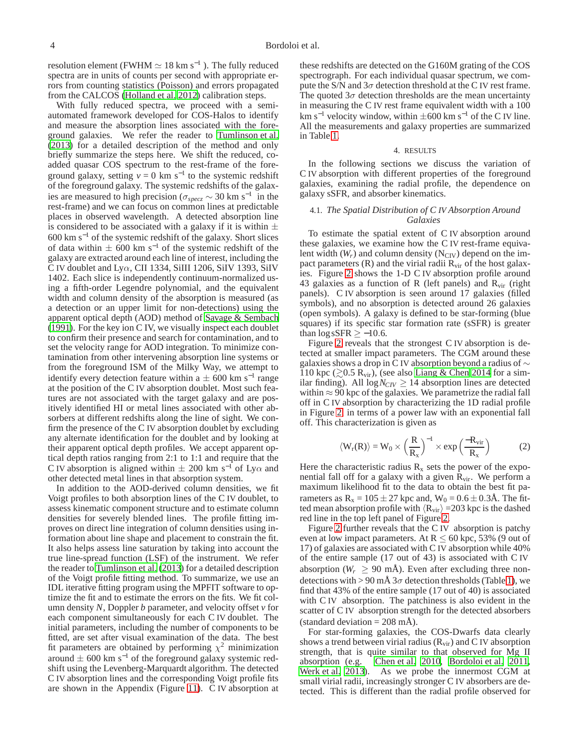resolution element (FWHM $\simeq$ 18 km s$^{-1}$ ). The fully reduced spectra are in units of counts per second with appropriate errors from counting statistics (Poisson) and errors propagated from the CALCOS (Holland et al. 2012) calibration steps.

With fully reduced spectra, we proceed with a semi-automated framework developed for COS-Halos to identify and measure the absorption lines associated with the foreground galaxies. We refer the reader to Tumlinson et al. (2013) for a detailed description of the method and only briefly summarize the steps here. We shift the reduced, co-added quasar COS spectrum to the rest-frame of the foreground galaxy, setting $v = 0$ km s$^{-1}$ to the systemic redshift of the foreground galaxy. The systemic redshifts of the galaxies are measured to high precision ($\sigma_{specz} \sim 30$ km s$^{-1}$ in the rest-frame) and we can focus on common lines at predictable places in observed wavelength. A detected absorption line is considered to be associated with a galaxy if it is within $\pm$ 600 km s$^{-1}$ of the systemic redshift of the galaxy. Short slices of data within $\pm$ 600 km s$^{-1}$ of the systemic redshift of the galaxy are extracted around each line of interest, including the C IV doublet and Ly$\alpha$, CII 1334, SiIII 1206, SiIV 1393, SiIV 1402. Each slice is independently continuum-normalized using a fifth-order Legendre polynomial, and the equivalent width and column density of the absorption is measured (as a detection or an upper limit for non-detections) using the apparent optical depth (AOD) method of Savage & Sembach (1991). For the key ion C IV, we visually inspect each doublet to confirm their presence and search for contamination, and to set the velocity range for AOD integration. To minimize contamination from other intervening absorption line systems or from the foreground ISM of the Milky Way, we attempt to identify every detection feature within a $\pm$ 600 km s$^{-1}$ range at the position of the C IV absorption doublet. Most such features are not associated with the target galaxy and are positively identified HI or metal lines associated with other absorbers at different redshifts along the line of sight. We confirm the presence of the C IV absorption doublet by excluding any alternate identification for the doublet and by looking at their apparent optical depth profiles. We accept apparent optical depth ratios ranging from 2:1 to 1:1 and require that the C IV absorption is aligned within $\pm$ 200 km s$^{-1}$ of Ly$\alpha$ and other detected metal lines in that absorption system.

In addition to the AOD-derived column densities, we fit Voigt profiles to both absorption lines of the C IV doublet, to assess kinematic component structure and to estimate column densities for severely blended lines. The profile fitting improves on direct line integration of column densities using information about line shape and placement to constrain the fit. It also helps assess line saturation by taking into account the true line-spread function (LSF) of the instrument. We refer the reader to Tumlinson et al. (2013) for a detailed description of the Voigt profile fitting method. To summarize, we use an IDL iterative fitting program using the MPFIT software to optimize the fit and to estimate the errors on the fits. We fit column density $N$, Doppler $b$ parameter, and velocity offset $v$ for each component simultaneously for each C IV doublet. The initial parameters, including the number of components to be fitted, are set after visual examination of the data. The best fit parameters are obtained by performing $\chi^2$ minimization around $\pm$ 600 km s$^{-1}$ of the foreground galaxy systemic redshift using the Levenberg-Marquardt algorithm. The detected C IV absorption lines and the corresponding Voigt profile fits are shown in the Appendix (Figure 11). C IV absorption at these redshifts are detected on the G160M grating of the COS spectrograph. For each individual quasar spectrum, we compute the S/N and 3$\sigma$ detection threshold at the C IV rest frame. The quoted 3$\sigma$ detection thresholds are the mean uncertainty in measuring the C IV rest frame equivalent width with a 100 km s$^{-1}$ velocity window, within $\pm$600 km s$^{-1}$ of the C IV line. All the measurements and galaxy properties are summarized in Table 1.

## 4. RESULTS

In the following sections we discuss the variation of C IV absorption with different properties of the foreground galaxies, examining the radial profile, the dependence on galaxy sSFR, and absorber kinematics.

### 4.1. *The Spatial Distribution of C IV Absorption Around Galaxies*

To estimate the spatial extent of C IV absorption around these galaxies, we examine how the C IV rest-frame equivalent width ($W_r$) and column density ($N_{CIV}$) depend on the impact parameters (R) and the virial radii $R_{vir}$ of the host galaxies. Figure 2 shows the 1-D C IV absorption profile around 43 galaxies as a function of R (left panels) and $R_{vir}$ (right panels). C IV absorption is seen around 17 galaxies (filled symbols), and no absorption is detected around 26 galaxies (open symbols). A galaxy is defined to be star-forming (blue squares) if its specific star formation rate (sSFR) is greater than $\log \text{sSFR} \geq -10.6$.

Figure 2 reveals that the strongest C IV absorption is detected at smaller impact parameters. The CGM around these galaxies shows a drop in C IV absorption beyond a radius of $\sim$ 110 kpc ($\gtrsim$0.5 $R_{vir}$), (see also Liang & Chen 2014 for a similar finding). All $\log N_{CIV} \geq 14$ absorption lines are detected within $\approx$ 90 kpc of the galaxies. We parametrize the radial fall off in C IV absorption by characterizing the 1D radial profile in Figure 2 in terms of a power law with an exponential fall off. This characterization is given as

$$\langle W_r(R) \rangle = W_0 \times \left(\frac{R}{R_x}\right)^{-1} \times \exp\left(\frac{-R_{vir}}{R_x}\right) \tag{2}$$

Here the characteristic radius $R_x$ sets the power of the exponential fall off for a galaxy with a given $R_{vir}$. We perform a maximum likelihood fit to the data to obtain the best fit parameters as $R_x = 105 \pm 27$ kpc and, $W_0 = 0.6 \pm 0.3$Å. The fitted mean absorption profile with $\langle R_{vir} \rangle$ =203 kpc is the dashed red line in the top left panel of Figure 2.

Figure 2 further reveals that the C IV absorption is patchy even at low impact parameters. At R $\leq$ 60 kpc, 53% (9 out of 17) of galaxies are associated with C IV absorption while 40% of the entire sample (17 out of 43) is associated with C IV absorption ($W_r \geq$ 90 mÅ). Even after excluding three non-detections with > 90 mÅ 3$\sigma$ detection thresholds (Table 1), we find that 43% of the entire sample (17 out of 40) is associated with C IV absorption. The patchiness is also evident in the scatter of C IV absorption strength for the detected absorbers (standard deviation = 208 mÅ).

For star-forming galaxies, the COS-Dwarfs data clearly shows a trend between virial radius ($R_{vir}$) and C IV absorption strength, that is quite similar to that observed for Mg II absorption (e.g. Chen et al. 2010, Bordoloi et al. 2011, Werk et al. 2013). As we probe the innermost CGM at small virial radii, increasingly stronger C IV absorbers are detected. This is different than the radial profile observed for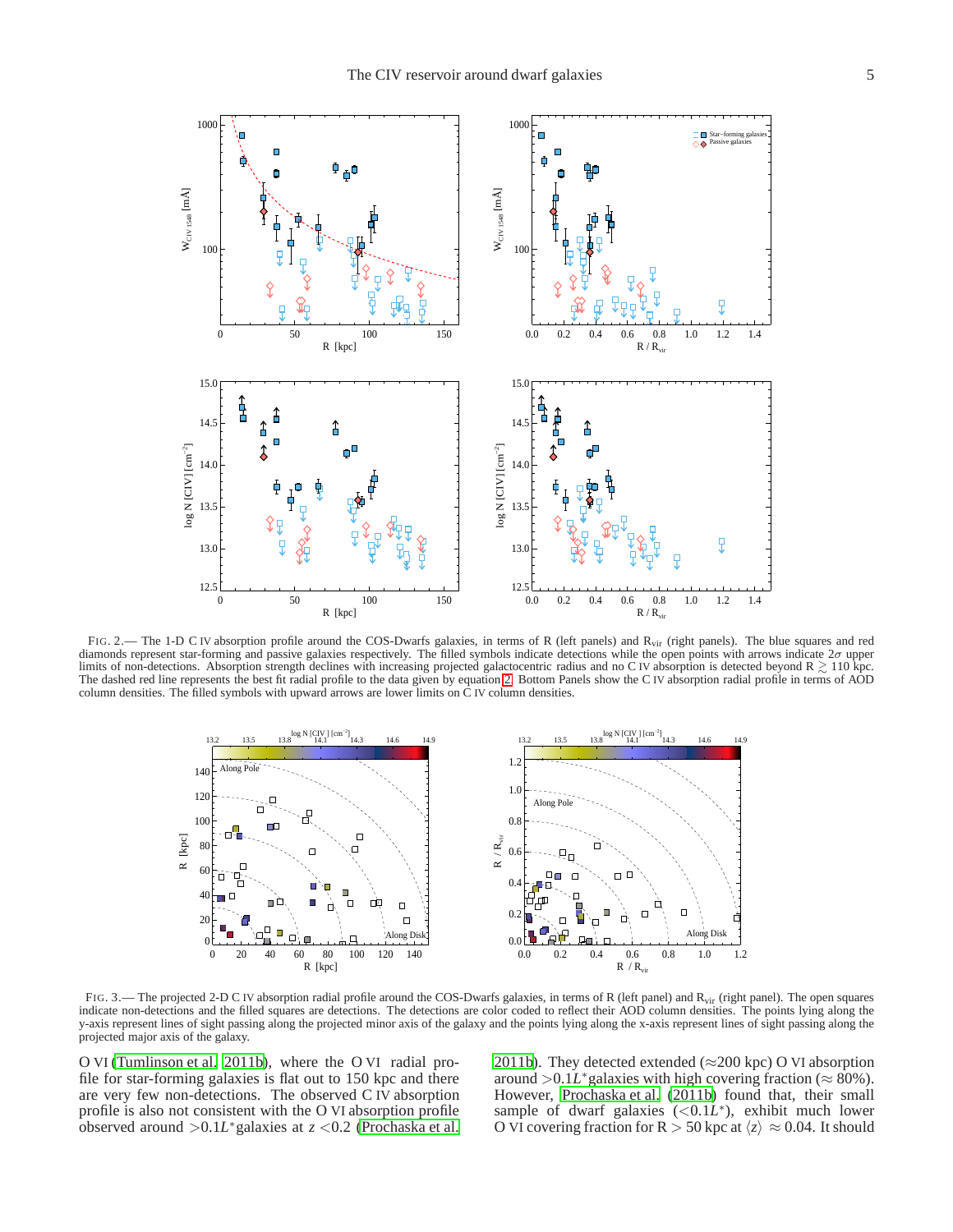FIG. 2.— The 1-D C IV absorption profile around the COS-Dwarfs galaxies, in terms of R (left panels) and $R_{vir}$ (right panels). The blue squares and red diamonds represent star-forming and passive galaxies respectively. The filled symbols indicate detections while the open points with arrows indicate $2\sigma$ upper limits of non-detections. Absorption strength declines with increasing projected galactocentric radius and no C IV absorption is detected beyond R $\gtrsim$ 110 kpc. The dashed red line represents the best fit radial profile to the data given by equation 2. Bottom Panels show the C IV absorption radial profile in terms of AOD column densities. The filled symbols with upward arrows are lower limits on C IV column densities.

FIG. 3.— The projected 2-D C IV absorption radial profile around the COS-Dwarfs galaxies, in terms of R (left panel) and $R_{vir}$ (right panel). The open squares indicate non-detections and the filled squares are detections. The detections are color coded to reflect their AOD column densities. The points lying along the y-axis represent lines of sight passing along the projected minor axis of the galaxy and the points lying along the x-axis represent lines of sight passing along the projected major axis of the galaxy.

O VI (Tumlinson et al. 2011b), where the O VI radial profile for star-forming galaxies is flat out to 150 kpc and there are very few non-detections. The observed C IV absorption profile is also not consistent with the O VI absorption profile observed around $>0.1L^{*}$galaxies at $z<0.2$ (Prochaska et al. 2011b). They detected extended ($\approx$200 kpc) O VI absorption around $>0.1L^{*}$galaxies with high covering fraction ($\approx$ 80%). However, Prochaska et al. (2011b) found that, their small sample of dwarf galaxies ($<0.1L^{*}$), exhibit much lower O VI covering fraction for R > 50 kpc at $\langle z \rangle \approx 0.04$. It should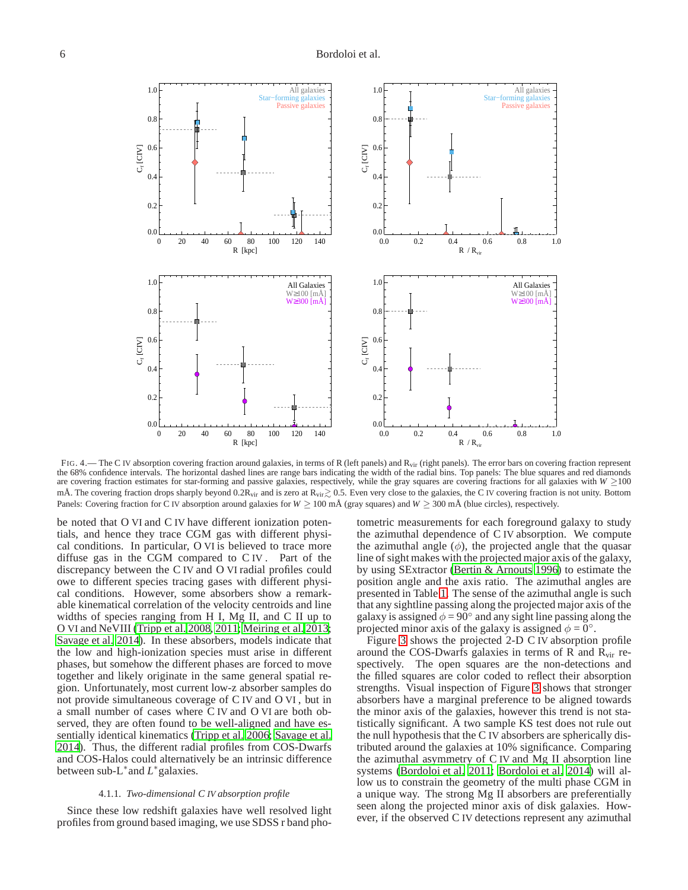FIG. 4.— The C IV absorption covering fraction around galaxies, in terms of R (left panels) and $R_{vir}$ (right panels). The error bars on covering fraction represent the 68% confidence intervals. The horizontal dashed lines are range bars indicating the width of the radial bins. Top panels: The blue squares and red diamonds are covering fraction estimates for star-forming and passive galaxies, respectively, while the gray squares are covering fractions for all galaxies with $W \geq 100$ mÅ. The covering fraction drops sharply beyond $0.2R_{vir}$ and is zero at $R_{vir} \gtrsim 0.5$. Even very close to the galaxies, the C IV covering fraction is not unity. Bottom Panels: Covering fraction for C IV absorption around galaxies for $W \geq 100$ mÅ (gray squares) and $W \geq 300$ mÅ (blue circles), respectively.

be noted that O VI and C IV have different ionization potentials, and hence they trace CGM gas with different physical conditions. In particular, O VI is believed to trace more diffuse gas in the CGM compared to C IV . Part of the discrepancy between the C IV and O VI radial profiles could owe to different species tracing gases with different physical conditions. However, some absorbers show a remarkable kinematical correlation of the velocity centroids and line widths of species ranging from H I, Mg II, and C II up to O VI and NeVIII (Tripp et al. 2008, 2011; Meiring et al. 2013; Savage et al. 2014). In these absorbers, models indicate that the low and high-ionization species must arise in different phases, but somehow the different phases are forced to move together and likely originate in the same general spatial region. Unfortunately, most current low-z absorber samples do not provide simultaneous coverage of C IV and O VI , but in a small number of cases where C IV and O VI are both observed, they are often found to be well-aligned and have essentially identical kinematics (Tripp et al. 2006; Savage et al. 2014). Thus, the different radial profiles from COS-Dwarfs and COS-Halos could alternatively be an intrinsic difference between sub-$L^*$ and $L^*$ galaxies.

#### 4.1.1. *Two-dimensional C IV absorption profile*

Since these low redshift galaxies have well resolved light profiles from ground based imaging, we use SDSS r band photometric measurements for each foreground galaxy to study the azimuthal dependence of C IV absorption. We compute the azimuthal angle ($\phi$), the projected angle that the quasar line of sight makes with the projected major axis of the galaxy, by using SExtractor (Bertin & Arnouts 1996) to estimate the position angle and the axis ratio. The azimuthal angles are presented in Table 1. The sense of the azimuthal angle is such that any sightline passing along the projected major axis of the galaxy is assigned $\phi = 90°$ and any sight line passing along the projected minor axis of the galaxy is assigned $\phi = 0°$.

Figure 3 shows the projected 2-D C IV absorption profile around the COS-Dwarfs galaxies in terms of R and $R_{vir}$ respectively. The open squares are the non-detections and the filled squares are color coded to reflect their absorption strengths. Visual inspection of Figure 3 shows that stronger absorbers have a marginal preference to be aligned towards the minor axis of the galaxies, however this trend is not statistically significant. A two sample KS test does not rule out the null hypothesis that the C IV absorbers are spherically distributed around the galaxies at 10% significance. Comparing the azimuthal asymmetry of C IV and Mg II absorption line systems (Bordoloi et al. 2011; Bordoloi et al. 2014) will allow us to constrain the geometry of the multi phase CGM in a unique way. The strong Mg II absorbers are preferentially seen along the projected minor axis of disk galaxies. However, if the observed C IV detections represent any azimuthal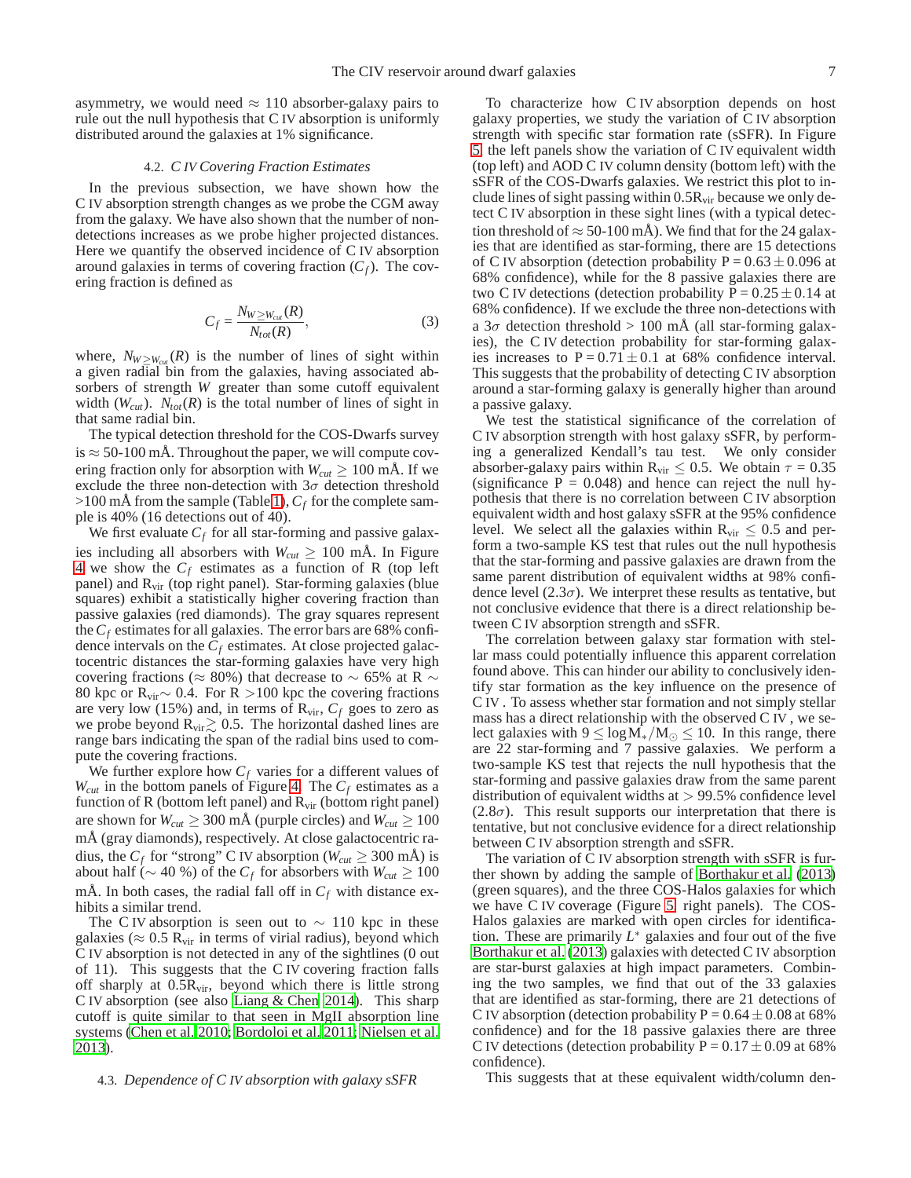asymmetry, we would need $\approx$ 110 absorber-galaxy pairs to rule out the null hypothesis that C IV absorption is uniformly distributed around the galaxies at 1% significance.

### 4.2. *C IV Covering Fraction Estimates*

In the previous subsection, we have shown how the C IV absorption strength changes as we probe the CGM away from the galaxy. We have also shown that the number of non-detections increases as we probe higher projected distances. Here we quantify the observed incidence of C IV absorption around galaxies in terms of covering fraction ($C_f$). The covering fraction is defined as

$$C_f = \frac{N_{W \geq W_{cut}}(R)}{N_{tot}(R)}, \tag{3}$$

where, $N_{W \geq W_{cut}}(R)$ is the number of lines of sight within a given radial bin from the galaxies, having associated absorbers of strength $W$ greater than some cutoff equivalent width ($W_{cut}$). $N_{tot}(R)$ is the total number of lines of sight in that same radial bin.

The typical detection threshold for the COS-Dwarfs survey is $\approx$ 50-100 mÅ. Throughout the paper, we will compute covering fraction only for absorption with $W_{cut} \geq 100$ mÅ. If we exclude the three non-detection with $3\sigma$ detection threshold >100 mÅ from the sample (Table 1), $C_f$ for the complete sample is 40% (16 detections out of 40).

We first evaluate $C_f$ for all star-forming and passive galaxies including all absorbers with $W_{cut} \geq 100$ mÅ. In Figure 4 we show the $C_f$ estimates as a function of R (top left panel) and $\mathrm{R_{vir}}$ (top right panel). Star-forming galaxies (blue squares) exhibit a statistically higher covering fraction than passive galaxies (red diamonds). The gray squares represent the $C_f$ estimates for all galaxies. The error bars are 68% confidence intervals on the $C_f$ estimates. At close projected galactocentric distances the star-forming galaxies have very high covering fractions ($\approx$ 80%) that decrease to $\sim$ 65% at R $\sim$ 80 kpc or $\mathrm{R_{vir}} \sim$ 0.4. For R >100 kpc the covering fractions are very low (15%) and, in terms of $\mathrm{R_{vir}}$, $C_f$ goes to zero as we probe beyond $\mathrm{R_{vir}} \gtrsim 0.5$. The horizontal dashed lines are range bars indicating the span of the radial bins used to compute the covering fractions.

We further explore how $C_f$ varies for a different values of $W_{cut}$ in the bottom panels of Figure 4. The $C_f$ estimates as a function of R (bottom left panel) and $\mathrm{R_{vir}}$ (bottom right panel) are shown for $W_{cut} \geq 300$ mÅ (purple circles) and $W_{cut} \geq 100$ mÅ (gray diamonds), respectively. At close galactocentric radius, the $C_f$ for "strong" C IV absorption ($W_{cut} \geq 300$ mÅ) is about half ($\sim$ 40 %) of the $C_f$ for absorbers with $W_{cut} \geq 100$ mÅ. In both cases, the radial fall off in $C_f$ with distance exhibits a similar trend.

The C IV absorption is seen out to $\sim$ 110 kpc in these galaxies ($\approx 0.5$ $\mathrm{R_{vir}}$ in terms of virial radius), beyond which C IV absorption is not detected in any of the sightlines (0 out of 11). This suggests that the C IV covering fraction falls off sharply at $0.5\mathrm{R_{vir}}$, beyond which there is little strong C IV absorption (see also Liang & Chen 2014). This sharp cutoff is quite similar to that seen in MgII absorption line systems (Chen et al. 2010; Bordoloi et al. 2011; Nielsen et al. 2013).

### 4.3. *Dependence of C IV absorption with galaxy sSFR*

To characterize how C IV absorption depends on host galaxy properties, we study the variation of C IV absorption strength with specific star formation rate (sSFR). In Figure 5, the left panels show the variation of C IV equivalent width (top left) and AOD C IV column density (bottom left) with the sSFR of the COS-Dwarfs galaxies. We restrict this plot to include lines of sight passing within $0.5\mathrm{R_{vir}}$ because we only detect C IV absorption in these sight lines (with a typical detection threshold of $\approx$ 50-100 mÅ). We find that for the 24 galaxies that are identified as star-forming, there are 15 detections of C IV absorption (detection probability P = $0.63 \pm 0.096$ at 68% confidence), while for the 8 passive galaxies there are two C IV detections (detection probability P = $0.25 \pm 0.14$ at 68% confidence). If we exclude the three non-detections with a $3\sigma$ detection threshold > 100 mÅ (all star-forming galaxies), the C IV detection probability for star-forming galaxies increases to P = $0.71 \pm 0.1$ at 68% confidence interval. This suggests that the probability of detecting C IV absorption around a star-forming galaxy is generally higher than around a passive galaxy.

We test the statistical significance of the correlation of C IV absorption strength with host galaxy sSFR, by performing a generalized Kendall's tau test. We only consider absorber-galaxy pairs within $\mathrm{R_{vir}} \leq 0.5$. We obtain $\tau$ = 0.35 (significance P = 0.048) and hence can reject the null hypothesis that there is no correlation between C IV absorption equivalent width and host galaxy sSFR at the 95% confidence level. We select all the galaxies within $\mathrm{R_{vir}} \leq 0.5$ and perform a two-sample KS test that rules out the null hypothesis that the star-forming and passive galaxies are drawn from the same parent distribution of equivalent widths at 98% confidence level ($2.3\sigma$). We interpret these results as tentative, but not conclusive evidence that there is a direct relationship between C IV absorption strength and sSFR.

The correlation between galaxy star formation with stellar mass could potentially influence this apparent correlation found above. This can hinder our ability to conclusively identify star formation as the key influence on the presence of C IV . To assess whether star formation and not simply stellar mass has a direct relationship with the observed C IV , we select galaxies with $9 \leq \log \mathrm{M_*/M_\odot} \leq 10$. In this range, there are 22 star-forming and 7 passive galaxies. We perform a two-sample KS test that rejects the null hypothesis that the star-forming and passive galaxies draw from the same parent distribution of equivalent widths at > 99.5% confidence level ($2.8\sigma$). This result supports our interpretation that there is tentative, but not conclusive evidence for a direct relationship between C IV absorption strength and sSFR.

The variation of C IV absorption strength with sSFR is further shown by adding the sample of Borthakur et al. (2013) (green squares), and the three COS-Halos galaxies for which we have C IV coverage (Figure 5, right panels). The COS-Halos galaxies are marked with open circles for identification. These are primarily $L^*$ galaxies and four out of the five Borthakur et al. (2013) galaxies with detected C IV absorption are star-burst galaxies at high impact parameters. Combining the two samples, we find that out of the 33 galaxies that are identified as star-forming, there are 21 detections of C IV absorption (detection probability P = $0.64 \pm 0.08$ at 68% confidence) and for the 18 passive galaxies there are three C IV detections (detection probability P = $0.17 \pm 0.09$ at 68% confidence).

This suggests that at these equivalent width/column den-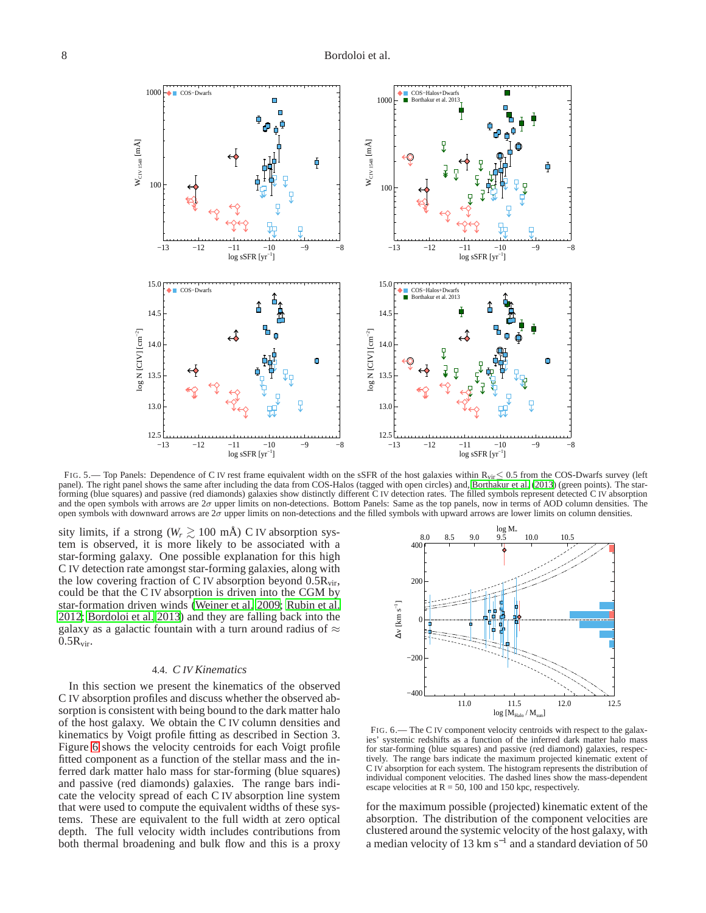FIG. 5.— Top Panels: Dependence of C IV rest frame equivalent width on the sSFR of the host galaxies within $R_{vir} < 0.5$ from the COS-Dwarfs survey (left panel). The right panel shows the same after including the data from COS-Halos (tagged with open circles) and, Borthakur et al. (2013) (green points). The star-forming (blue squares) and passive (red diamonds) galaxies show distinctly different C IV detection rates. The filled symbols represent detected C IV absorption and the open symbols with arrows are $2\sigma$ upper limits on non-detections. Bottom Panels: Same as the top panels, now in terms of AOD column densities. The open symbols with downward arrows are $2\sigma$ upper limits on non-detections and the filled symbols with upward arrows are lower limits on column densities.

sity limits, if a strong ($W_r \gtrsim 100$ mÅ) C IV absorption system is observed, it is more likely to be associated with a star-forming galaxy. One possible explanation for this high C IV detection rate amongst star-forming galaxies, along with the low covering fraction of C IV absorption beyond $0.5R_{vir}$, could be that the C IV absorption is driven into the CGM by star-formation driven winds (Weiner et al. 2009; Rubin et al. 2012; Bordoloi et al. 2013) and they are falling back into the galaxy as a galactic fountain with a turn around radius of $\approx 0.5R_{vir}$.

### 4.4. *C IV Kinematics*

In this section we present the kinematics of the observed C IV absorption profiles and discuss whether the observed absorption is consistent with being bound to the dark matter halo of the host galaxy. We obtain the C IV column densities and kinematics by Voigt profile fitting as described in Section 3. Figure 6 shows the velocity centroids for each Voigt profile fitted component as a function of the stellar mass and the inferred dark matter halo mass for star-forming (blue squares) and passive (red diamonds) galaxies. The range bars indicate the velocity spread of each C IV absorption line system that were used to compute the equivalent widths of these systems. These are equivalent to the full width at zero optical depth. The full velocity width includes contributions from both thermal broadening and bulk flow and this is a proxy for the maximum possible (projected) kinematic extent of the absorption. The distribution of the component velocities are clustered around the systemic velocity of the host galaxy, with a median velocity of 13 km s$^{-1}$ and a standard deviation of 50

FIG. 6.— The C IV component velocity centroids with respect to the galaxies' systemic redshifts as a function of the inferred dark matter halo mass for star-forming (blue squares) and passive (red diamond) galaxies, respectively. The range bars indicate the maximum projected kinematic extent of C IV absorption for each system. The histogram represents the distribution of individual component velocities. The dashed lines show the mass-dependent escape velocities at R = 50, 100 and 150 kpc, respectively.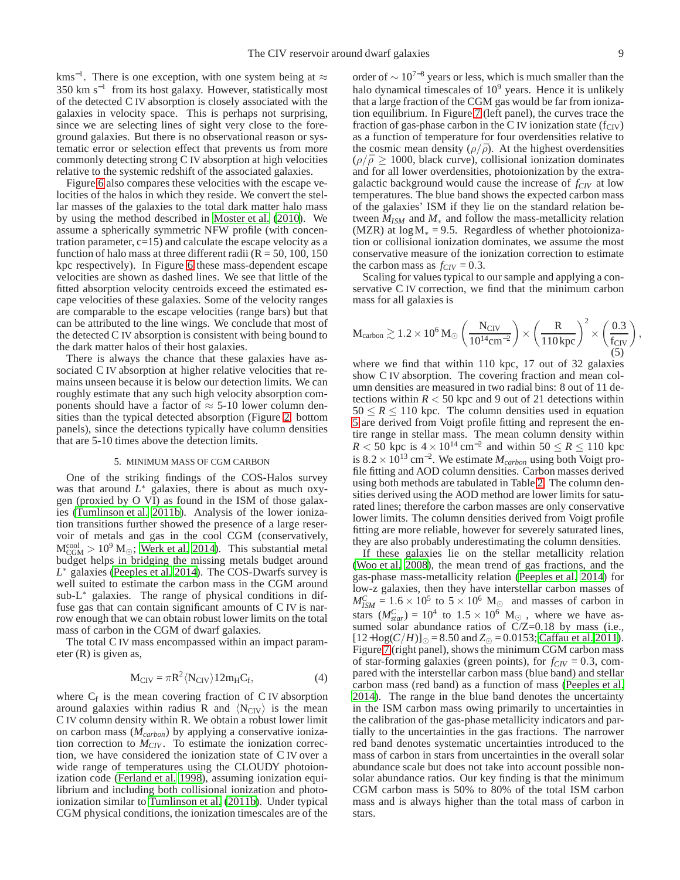km s$^{-1}$. There is one exception, with one system being at $\approx$ 350 km s$^{-1}$ from its host galaxy. However, statistically most of the detected C IV absorption is closely associated with the galaxies in velocity space. This is perhaps not surprising, since we are selecting lines of sight very close to the foreground galaxies. But there is no observational reason or systematic error or selection effect that prevents us from more commonly detecting strong C IV absorption at high velocities relative to the systemic redshift of the associated galaxies.

Figure 6 also compares these velocities with the escape velocities of the halos in which they reside. We convert the stellar masses of the galaxies to the total dark matter halo mass by using the method described in Moster et al. (2010). We assume a spherically symmetric NFW profile (with concentration parameter, c=15) and calculate the escape velocity as a function of halo mass at three different radii (R = 50, 100, 150 kpc respectively). In Figure 6 these mass-dependent escape velocities are shown as dashed lines. We see that little of the fitted absorption velocity centroids exceed the estimated escape velocities of these galaxies. Some of the velocity ranges are comparable to the escape velocities (range bars) but that can be attributed to the line wings. We conclude that most of the detected C IV absorption is consistent with being bound to the dark matter halos of their host galaxies.

There is always the chance that these galaxies have associated C IV absorption at higher relative velocities that remains unseen because it is below our detection limits. We can roughly estimate that any such high velocity absorption components should have a factor of $\approx$ 5-10 lower column densities than the typical detected absorption (Figure 2, bottom panels), since the detections typically have column densities that are 5-10 times above the detection limits.

## 5. MINIMUM MASS OF CGM CARBON

One of the striking findings of the COS-Halos survey was that around $L^*$ galaxies, there is about as much oxygen (proxied by O VI) as found in the ISM of those galaxies (Tumlinson et al. 2011b). Analysis of the lower ionization transitions further showed the presence of a large reservoir of metals and gas in the cool CGM (conservatively, $M^{\rm cool}_{\rm CGM} > 10^9$ M$_\odot$; Werk et al. 2014). This substantial metal budget helps in bridging the missing metals budget around $L^*$ galaxies (Peeples et al. 2014). The COS-Dwarfs survey is well suited to estimate the carbon mass in the CGM around sub-L$^*$ galaxies. The range of physical conditions in diffuse gas that can contain significant amounts of C IV is narrow enough that we can obtain robust lower limits on the total mass of carbon in the CGM of dwarf galaxies.

The total C IV mass encompassed within an impact parameter (R) is given as,

$$\mathrm{M_{CIV}} = \pi \mathrm{R}^2 \langle \mathrm{N_{CIV}} \rangle 12 \mathrm{m_H} \mathrm{C_f}, \tag{4}$$

where $\mathrm{C_f}$ is the mean covering fraction of C IV absorption around galaxies within radius R and $\langle \mathrm{N_{CIV}} \rangle$ is the mean C IV column density within R. We obtain a robust lower limit on carbon mass ($M_{carbon}$) by applying a conservative ionization correction to $M_{CIV}$. To estimate the ionization correction, we have considered the ionization state of C IV over a wide range of temperatures using the CLOUDY photoionization code (Ferland et al. 1998), assuming ionization equilibrium and including both collisional ionization and photoionization similar to Tumlinson et al. (2011b). Under typical CGM physical conditions, the ionization timescales are of the order of $\sim 10^{7-8}$ years or less, which is much smaller than the halo dynamical timescales of $10^9$ years. Hence it is unlikely that a large fraction of the CGM gas would be far from ionization equilibrium. In Figure 7 (left panel), the curves trace the fraction of gas-phase carbon in the C IV ionization state ($\mathrm{f_{CIV}}$) as a function of temperature for four overdensities relative to the cosmic mean density ($\rho/\bar{\rho}$). At the highest overdensities ($\rho/\bar{\rho} \geq 1000$, black curve), collisional ionization dominates and for all lower overdensities, photoionization by the extragalactic background would cause the increase of $f_{CIV}$ at low temperatures. The blue band shows the expected carbon mass of the galaxies' ISM if they lie on the standard relation between $M_{ISM}$ and $M_*$ and follow the mass-metallicity relation (MZR) at $\log \mathrm{M}_* = 9.5$. Regardless of whether photoionization or collisional ionization dominates, we assume the most conservative measure of the ionization correction to estimate the carbon mass as $f_{CIV} = 0.3$.

Scaling for values typical to our sample and applying a conservative C IV correction, we find that the minimum carbon mass for all galaxies is

$$\mathrm{M_{carbon}} \gtrsim 1.2 \times 10^6 \, \mathrm{M_\odot} \left( \frac{\mathrm{N_{CIV}}}{10^{14} \mathrm{cm^{-2}}} \right) \times \left( \frac{\mathrm{R}}{110 \, \mathrm{kpc}} \right)^2 \times \left( \frac{0.3}{\mathrm{f_{CIV}}} \right), \tag{5}$$

where we find that within 110 kpc, 17 out of 32 galaxies show C IV absorption. The covering fraction and mean column densities are measured in two radial bins: 8 out of 11 detections within $R < 50$ kpc and 9 out of 21 detections within $50 \leq R \leq 110$ kpc. The column densities used in equation 5 are derived from Voigt profile fitting and represent the entire range in stellar mass. The mean column density within $R < 50$ kpc is $4 \times 10^{14}$ cm$^{-2}$ and within $50 \leq R \leq 110$ kpc is $8.2 \times 10^{13}$ cm$^{-2}$. We estimate $M_{carbon}$ using both Voigt profile fitting and AOD column densities. Carbon masses derived using both methods are tabulated in Table 2. The column densities derived using the AOD method are lower limits for saturated lines; therefore the carbon masses are only conservative lower limits. The column densities derived from Voigt profile fitting are more reliable, however for severely saturated lines, they are also probably underestimating the column densities.

If these galaxies lie on the stellar metallicity relation (Woo et al. 2008), the mean trend of gas fractions, and the gas-phase mass-metallicity relation (Peeples et al. 2014) for low-z galaxies, then they have interstellar carbon masses of $M^C_{ISM} = 1.6 \times 10^5$ to $5 \times 10^6$ M$_\odot$ and masses of carbon in stars ($M^C_{star}$) = $10^4$ to $1.5 \times 10^6$ M$_\odot$, where we have assumed solar abundance ratios of C/Z=0.18 by mass (i.e., $[12 + \log(C/H)]_\odot = 8.50$ and $Z_\odot = 0.0153$; Caffau et al. 2011). Figure 7 (right panel), shows the minimum CGM carbon mass of star-forming galaxies (green points), for $f_{CIV} = 0.3$, compared with the interstellar carbon mass (blue band) and stellar carbon mass (red band) as a function of mass (Peeples et al. 2014). The range in the blue band denotes the uncertainty in the ISM carbon mass owing primarily to uncertainties in the calibration of the gas-phase metallicity indicators and partially to the uncertainties in the gas fractions. The narrower red band denotes systematic uncertainties introduced to the mass of carbon in stars from uncertainties in the overall solar abundance scale but does not take into account possible non-solar abundance ratios. Our key finding is that the minimum CGM carbon mass is 50% to 80% of the total ISM carbon mass and is always higher than the total mass of carbon in stars.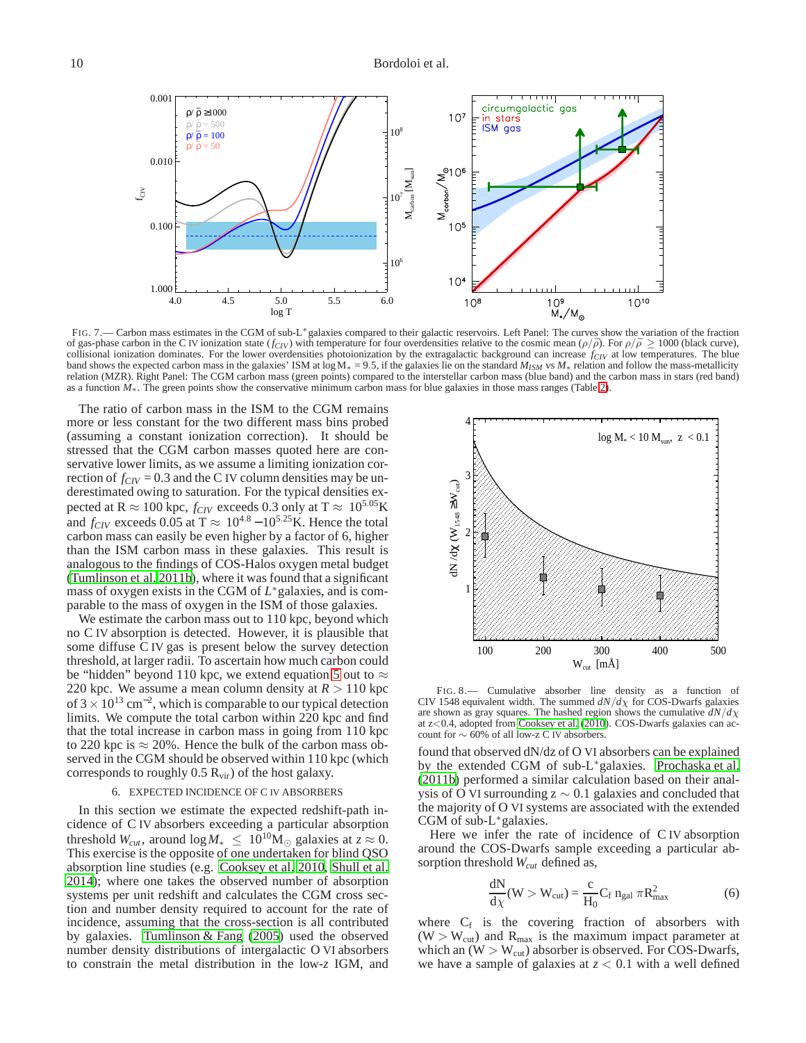FIG. 7.— Carbon mass estimates in the CGM of sub-L$^*$galaxies compared to their galactic reservoirs. Left Panel: The curves show the variation of the fraction of gas-phase carbon in the C IV ionization state ($f_{CIV}$) with temperature for four overdensities relative to the cosmic mean ($\rho/\bar{\rho}$). For $\rho/\bar{\rho} \geq 1000$ (black curve), collisional ionization dominates. For the lower overdensities photoionization by the extragalactic background can increase $f_{CIV}$ at low temperatures. The blue band shows the expected carbon mass in the galaxies' ISM at log M$_*$ = 9.5, if the galaxies lie on the standard $M_{ISM}$ vs $M_*$ relation and follow the mass-metallicity relation (MZR). Right Panel: The CGM carbon mass (green points) compared to the interstellar carbon mass (blue band) and the carbon mass in stars (red band) as a function $M_*$. The green points show the conservative minimum carbon mass for blue galaxies in those mass ranges (Table 2).

The ratio of carbon mass in the ISM to the CGM remains more or less constant for the two different mass bins probed (assuming a constant ionization correction). It should be stressed that the CGM carbon masses quoted here are conservative lower limits, as we assume a limiting ionization correction of $f_{CIV} = 0.3$ and the C IV column densities may be underestimated owing to saturation. For the typical densities expected at R $\approx$ 100 kpc, $f_{CIV}$ exceeds 0.3 only at T $\approx$ $10^{5.05}$K and $f_{CIV}$ exceeds 0.05 at T $\approx$ $10^{4.8}$ $-10^{5.25}$K. Hence the total carbon mass can easily be even higher by a factor of 6, higher than the ISM carbon mass in these galaxies. This result is analogous to the findings of COS-Halos oxygen metal budget (Tumlinson et al. 2011b), where it was found that a significant mass of oxygen exists in the CGM of $L^*$galaxies, and is comparable to the mass of oxygen in the ISM of those galaxies.

We estimate the carbon mass out to 110 kpc, beyond which no C IV absorption is detected. However, it is plausible that some diffuse C IV gas is present below the survey detection threshold, at larger radii. To ascertain how much carbon could be "hidden" beyond 110 kpc, we extend equation 5 out to $\approx$ 220 kpc. We assume a mean column density at $R > 110$ kpc of $3 \times 10^{13}$ cm$^{-2}$, which is comparable to our typical detection limits. We compute the total carbon within 220 kpc and find that the total increase in carbon mass in going from 110 kpc to 220 kpc is $\approx$ 20%. Hence the bulk of the carbon mass observed in the CGM should be observed within 110 kpc (which corresponds to roughly 0.5 R$_{\rm vir}$) of the host galaxy.

## 6. EXPECTED INCIDENCE OF C IV ABSORBERS

In this section we estimate the expected redshift-path incidence of C IV absorbers exceeding a particular absorption threshold $W_{cut}$, around $\log M_* \leq 10^{10}$M$_\odot$ galaxies at $z \approx 0$. This exercise is the opposite of one undertaken for blind QSO absorption line studies (e.g. Cooksey et al. 2010, Shull et al. 2014); where one takes the observed number of absorption systems per unit redshift and calculates the CGM cross section and number density required to account for the rate of incidence, assuming that the cross-section is all contributed by galaxies. Tumlinson & Fang (2005) used the observed number density distributions of intergalactic O VI absorbers to constrain the metal distribution in the low-$z$ IGM, and found that observed dN/dz of O VI absorbers can be explained by the extended CGM of sub-L$^*$galaxies. Prochaska et al. (2011b) performed a similar calculation based on their analysis of O VI surrounding z $\sim$ 0.1 galaxies and concluded that the majority of O VI systems are associated with the extended CGM of sub-L$^*$galaxies.

FIG. 8.— Cumulative absorber line density as a function of CIV 1548 equivalent width. The summed $dN/d\chi$ for COS-Dwarfs galaxies are shown as gray squares. The hashed region shows the cumulative $dN/d\chi$ at z<0.4, adopted from Cooksey et al. (2010). COS-Dwarfs galaxies can account for $\sim$ 60% of all low-z C IV absorbers.

Here we infer the rate of incidence of C IV absorption around the COS-Dwarfs sample exceeding a particular absorption threshold $W_{cut}$ defined as,

$$\frac{\rm dN}{\rm d\chi}(\rm W > W_{cut}) = \frac{c}{H_0} C_f\, n_{gal}\, \pi R_{max}^2 \tag{6}$$

where $C_f$ is the covering fraction of absorbers with $(\rm W > W_{cut})$ and $R_{max}$ is the maximum impact parameter at which an $(\rm W > W_{cut})$ absorber is observed. For COS-Dwarfs, we have a sample of galaxies at $z < 0.1$ with a well defined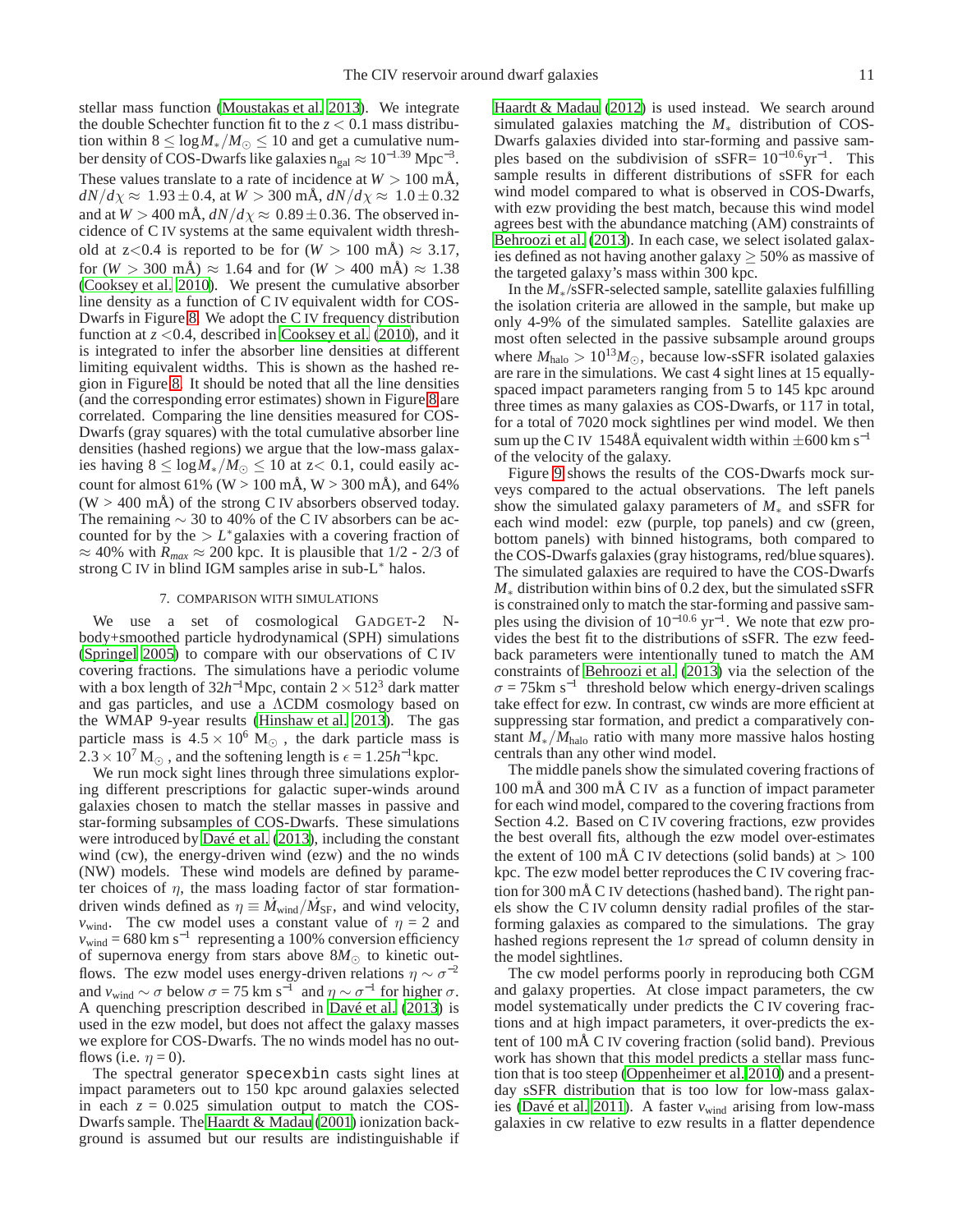stellar mass function (Moustakas et al. 2013). We integrate the double Schechter function fit to the $z < 0.1$ mass distribution within $8 \leq \log M_*/M_\odot \leq 10$ and get a cumulative number density of COS-Dwarfs like galaxies $n_{gal} \approx 10^{-1.39}$ Mpc$^{-3}$. These values translate to a rate of incidence at $W > 100$ mÅ, $dN/d\chi \approx 1.93 \pm 0.4$, at $W > 300$ mÅ, $dN/d\chi \approx 1.0 \pm 0.32$ and at $W > 400$ mÅ, $dN/d\chi \approx 0.89 \pm 0.36$. The observed incidence of C IV systems at the same equivalent width threshold at z<0.4 is reported to be for ($W > 100$ mÅ) $\approx 3.17$, for ($W > 300$ mÅ) $\approx 1.64$ and for ($W > 400$ mÅ) $\approx 1.38$ (Cooksey et al. 2010). We present the cumulative absorber line density as a function of C IV equivalent width for COS-Dwarfs in Figure 8. We adopt the C IV frequency distribution function at $z < 0.4$, described in Cooksey et al. (2010), and it is integrated to infer the absorber line densities at different limiting equivalent widths. This is shown as the hashed region in Figure 8. It should be noted that all the line densities (and the corresponding error estimates) shown in Figure 8 are correlated. Comparing the line densities measured for COS-Dwarfs (gray squares) with the total cumulative absorber line densities (hashed regions) we argue that the low-mass galaxies having $8 \leq \log M_*/M_\odot \leq 10$ at z< 0.1, could easily account for almost 61% (W > 100 mÅ, W > 300 mÅ), and 64% (W > 400 mÅ) of the strong C IV absorbers observed today. The remaining $\sim$ 30 to 40% of the C IV absorbers can be accounted for by the $> L^*$galaxies with a covering fraction of $\approx 40\%$ with $R_{max} \approx 200$ kpc. It is plausible that 1/2 - 2/3 of strong C IV in blind IGM samples arise in sub-L$^*$ halos.

## 7. COMPARISON WITH SIMULATIONS

We use a set of cosmological GADGET-2 N-body+smoothed particle hydrodynamical (SPH) simulations (Springel 2005) to compare with our observations of C IV covering fractions. The simulations have a periodic volume with a box length of $32h^{-1}$Mpc, contain $2 \times 512^3$ dark matter and gas particles, and use a ΛCDM cosmology based on the WMAP 9-year results (Hinshaw et al. 2013). The gas particle mass is $4.5 \times 10^6$ M$_\odot$ , the dark particle mass is $2.3 \times 10^7$ M$_\odot$ , and the softening length is $\epsilon = 1.25h^{-1}$kpc.

We run mock sight lines through three simulations exploring different prescriptions for galactic super-winds around galaxies chosen to match the stellar masses in passive and star-forming subsamples of COS-Dwarfs. These simulations were introduced by Davé et al. (2013), including the constant wind (cw), the energy-driven wind (ezw) and the no winds (NW) models. These wind models are defined by parameter choices of $\eta$, the mass loading factor of star formation-driven winds defined as $\eta \equiv \dot{M}_{\rm wind}/\dot{M}_{\rm SF}$, and wind velocity, $v_{\rm wind}$. The cw model uses a constant value of $\eta$ = 2 and $v_{\rm wind}$ = 680 km s$^{-1}$ representing a 100% conversion efficiency of supernova energy from stars above $8M_\odot$ to kinetic outflows. The ezw model uses energy-driven relations $\eta \sim \sigma^{-2}$ and $v_{\rm wind} \sim \sigma$ below $\sigma$ = 75 km s$^{-1}$ and $\eta \sim \sigma^{-1}$ for higher $\sigma$. A quenching prescription described in Davé et al. (2013) is used in the ezw model, but does not affect the galaxy masses we explore for COS-Dwarfs. The no winds model has no outflows (i.e. $\eta = 0$).

The spectral generator specexbin casts sight lines at impact parameters out to 150 kpc around galaxies selected in each $z$ = 0.025 simulation output to match the COS-Dwarfs sample. The Haardt & Madau (2001) ionization background is assumed but our results are indistinguishable if Haardt & Madau (2012) is used instead. We search around simulated galaxies matching the $M_*$ distribution of COS-Dwarfs galaxies divided into star-forming and passive samples based on the subdivision of sSFR= $10^{-10.6}$yr$^{-1}$. This sample results in different distributions of sSFR for each wind model compared to what is observed in COS-Dwarfs, with ezw providing the best match, because this wind model agrees best with the abundance matching (AM) constraints of Behroozi et al. (2013). In each case, we select isolated galaxies defined as not having another galaxy $\geq 50\%$ as massive of the targeted galaxy's mass within 300 kpc.

In the $M_*$/sSFR-selected sample, satellite galaxies fulfilling the isolation criteria are allowed in the sample, but make up only 4-9% of the simulated samples. Satellite galaxies are most often selected in the passive subsample around groups where $M_{\rm halo} > 10^{13}M_\odot$, because low-sSFR isolated galaxies are rare in the simulations. We cast 4 sight lines at 15 equally-spaced impact parameters ranging from 5 to 145 kpc around three times as many galaxies as COS-Dwarfs, or 117 in total, for a total of 7020 mock sightlines per wind model. We then sum up the C IV 1548Å equivalent width within $\pm$600 km s$^{-1}$ of the velocity of the galaxy.

Figure 9 shows the results of the COS-Dwarfs mock surveys compared to the actual observations. The left panels show the simulated galaxy parameters of $M_*$ and sSFR for each wind model: ezw (purple, top panels) and cw (green, bottom panels) with binned histograms, both compared to the COS-Dwarfs galaxies (gray histograms, red/blue squares). The simulated galaxies are required to have the COS-Dwarfs $M_*$ distribution within bins of 0.2 dex, but the simulated sSFR is constrained only to match the star-forming and passive samples using the division of $10^{-10.6}$ yr$^{-1}$. We note that ezw provides the best fit to the distributions of sSFR. The ezw feedback parameters were intentionally tuned to match the AM constraints of Behroozi et al. (2013) via the selection of the $\sigma$ = 75km s$^{-1}$ threshold below which energy-driven scalings take effect for ezw. In contrast, cw winds are more efficient at suppressing star formation, and predict a comparatively constant $M_*/M_{\rm halo}$ ratio with many more massive halos hosting centrals than any other wind model.

The middle panels show the simulated covering fractions of 100 mÅ and 300 mÅ C IV as a function of impact parameter for each wind model, compared to the covering fractions from Section 4.2. Based on C IV covering fractions, ezw provides the best overall fits, although the ezw model over-estimates the extent of 100 mÅ C IV detections (solid bands) at > 100 kpc. The ezw model better reproduces the C IV covering fraction for 300 mÅ C IV detections (hashed band). The right panels show the C IV column density radial profiles of the star-forming galaxies as compared to the simulations. The gray hashed regions represent the 1$\sigma$ spread of column density in the model sightlines.

The cw model performs poorly in reproducing both CGM and galaxy properties. At close impact parameters, the cw model systematically under predicts the C IV covering fractions and at high impact parameters, it over-predicts the extent of 100 mÅ C IV covering fraction (solid band). Previous work has shown that this model predicts a stellar mass function that is too steep (Oppenheimer et al. 2010) and a present-day sSFR distribution that is too low for low-mass galaxies (Davé et al. 2011). A faster $v_{\rm wind}$ arising from low-mass galaxies in cw relative to ezw results in a flatter dependence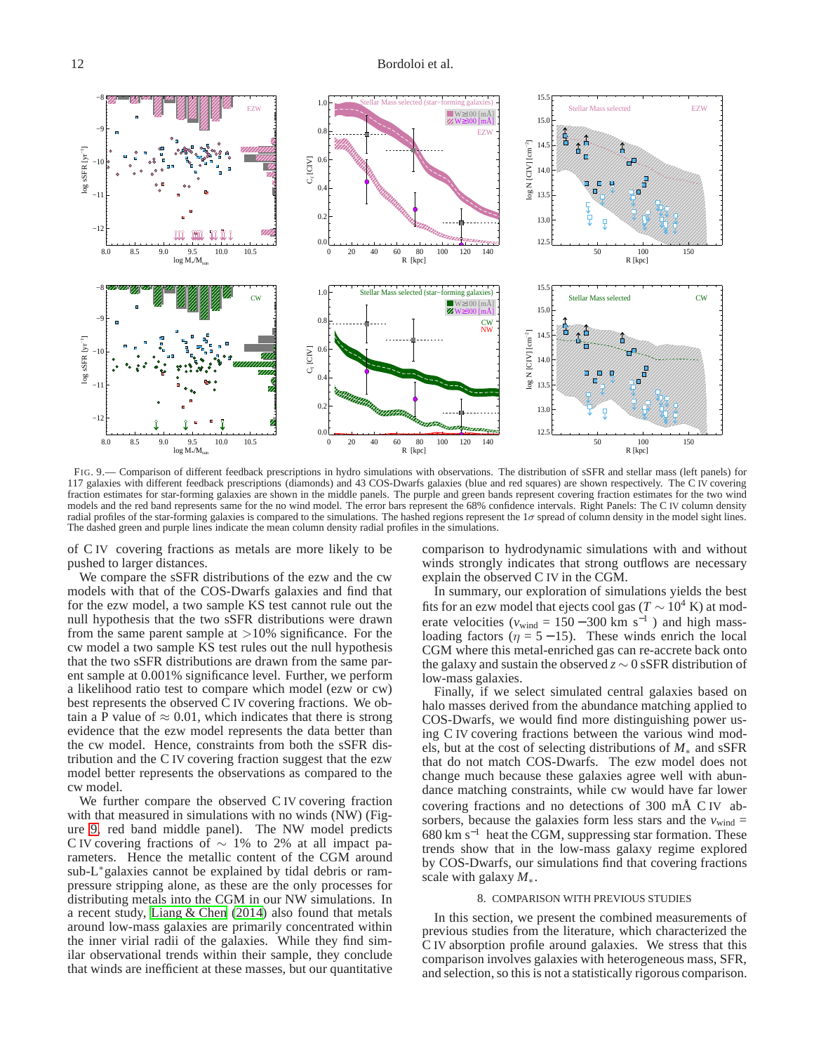FIG. 9.— Comparison of different feedback prescriptions in hydro simulations with observations. The distribution of sSFR and stellar mass (left panels) for 117 galaxies with different feedback prescriptions (diamonds) and 43 COS-Dwarfs galaxies (blue and red squares) are shown respectively. The C IV covering fraction estimates for star-forming galaxies are shown in the middle panels. The purple and green bands represent covering fraction estimates for the two wind models and the red band represents same for the no wind model. The error bars represent the 68% confidence intervals. Right Panels: The C IV column density radial profiles of the star-forming galaxies is compared to the simulations. The hashed regions represent the $1\sigma$ spread of column density in the model sight lines. The dashed green and purple lines indicate the mean column density radial profiles in the simulations.

of C IV covering fractions as metals are more likely to be pushed to larger distances.

We compare the sSFR distributions of the ezw and the cw models with that of the COS-Dwarfs galaxies and find that for the ezw model, a two sample KS test cannot rule out the null hypothesis that the two sSFR distributions were drawn from the same parent sample at >10% significance. For the cw model a two sample KS test rules out the null hypothesis that the two sSFR distributions are drawn from the same parent sample at 0.001% significance level. Further, we perform a likelihood ratio test to compare which model (ezw or cw) best represents the observed C IV covering fractions. We obtain a P value of $\approx 0.01$, which indicates that there is strong evidence that the ezw model represents the data better than the cw model. Hence, constraints from both the sSFR distribution and the C IV covering fraction suggest that the ezw model better represents the observations as compared to the cw model.

We further compare the observed C IV covering fraction with that measured in simulations with no winds (NW) (Figure 9, red band middle panel). The NW model predicts C IV covering fractions of $\sim$ 1% to 2% at all impact parameters. Hence the metallic content of the CGM around sub-L$^*$galaxies cannot be explained by tidal debris or ram-pressure stripping alone, as these are the only processes for distributing metals into the CGM in our NW simulations. In a recent study, Liang & Chen (2014) also found that metals around low-mass galaxies are primarily concentrated within the inner virial radii of the galaxies. While they find similar observational trends within their sample, they conclude that winds are inefficient at these masses, but our quantitative comparison to hydrodynamic simulations with and without winds strongly indicates that strong outflows are necessary explain the observed C IV in the CGM.

In summary, our exploration of simulations yields the best fits for an ezw model that ejects cool gas ($T \sim 10^4$ K) at moderate velocities ($v_{\rm wind}$ = 150 −300 km s$^{-1}$ ) and high mass-loading factors ($\eta$ = 5 −15). These winds enrich the local CGM where this metal-enriched gas can re-accrete back onto the galaxy and sustain the observed $z \sim 0$ sSFR distribution of low-mass galaxies.

Finally, if we select simulated central galaxies based on halo masses derived from the abundance matching applied to COS-Dwarfs, we would find more distinguishing power using C IV covering fractions between the various wind models, but at the cost of selecting distributions of $M_*$ and sSFR that do not match COS-Dwarfs. The ezw model does not change much because these galaxies agree well with abundance matching constraints, while cw would have far lower covering fractions and no detections of 300 mÅ C IV absorbers, because the galaxies form less stars and the $v_{\rm wind}$ = 680 km s$^{-1}$ heat the CGM, suppressing star formation. These trends show that in the low-mass galaxy regime explored by COS-Dwarfs, our simulations find that covering fractions scale with galaxy $M_*$.

## 8. COMPARISON WITH PREVIOUS STUDIES

In this section, we present the combined measurements of previous studies from the literature, which characterized the C IV absorption profile around galaxies. We stress that this comparison involves galaxies with heterogeneous mass, SFR, and selection, so this is not a statistically rigorous comparison.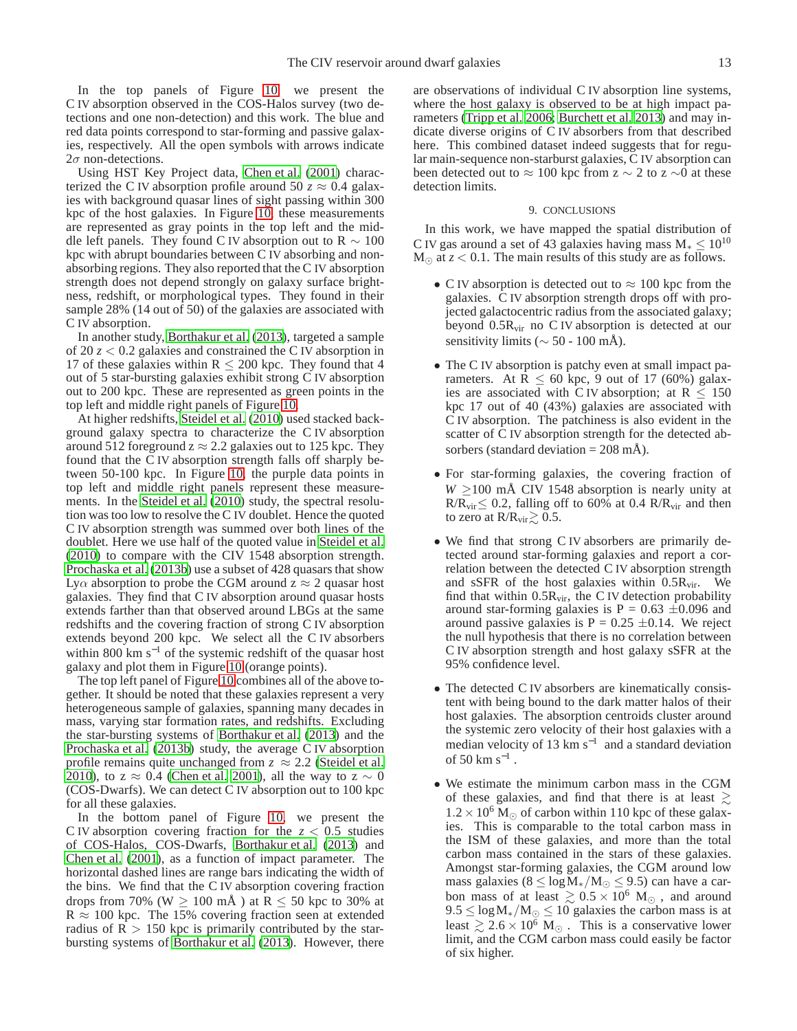In the top panels of Figure 10, we present the C IV absorption observed in the COS-Halos survey (two detections and one non-detection) and this work. The blue and red data points correspond to star-forming and passive galaxies, respectively. All the open symbols with arrows indicate $2\sigma$ non-detections.

Using HST Key Project data, Chen et al. (2001) characterized the C IV absorption profile around 50 $z \approx 0.4$ galaxies with background quasar lines of sight passing within 300 kpc of the host galaxies. In Figure 10, these measurements are represented as gray points in the top left and the middle left panels. They found C IV absorption out to R $\sim$ 100 kpc with abrupt boundaries between C IV absorbing and non-absorbing regions. They also reported that the C IV absorption strength does not depend strongly on galaxy surface brightness, redshift, or morphological types. They found in their sample 28% (14 out of 50) of the galaxies are associated with C IV absorption.

In another study, Borthakur et al. (2013), targeted a sample of 20 $z < 0.2$ galaxies and constrained the C IV absorption in 17 of these galaxies within R $\leq$ 200 kpc. They found that 4 out of 5 star-bursting galaxies exhibit strong C IV absorption out to 200 kpc. These are represented as green points in the top left and middle right panels of Figure 10.

At higher redshifts, Steidel et al. (2010) used stacked background galaxy spectra to characterize the C IV absorption around 512 foreground z $\approx$ 2.2 galaxies out to 125 kpc. They found that the C IV absorption strength falls off sharply between 50-100 kpc. In Figure 10, the purple data points in top left and middle right panels represent these measurements. In the Steidel et al. (2010) study, the spectral resolution was too low to resolve the C IV doublet. Hence the quoted C IV absorption strength was summed over both lines of the doublet. Here we use half of the quoted value in Steidel et al. (2010) to compare with the CIV 1548 absorption strength. Prochaska et al. (2013b) use a subset of 428 quasars that show Ly$\alpha$ absorption to probe the CGM around z $\approx$ 2 quasar host galaxies. They find that C IV absorption around quasar hosts extends farther than that observed around LBGs at the same redshifts and the covering fraction of strong C IV absorption extends beyond 200 kpc. We select all the C IV absorbers within 800 km s$^{-1}$ of the systemic redshift of the quasar host galaxy and plot them in Figure 10 (orange points).

The top left panel of Figure 10 combines all of the above together. It should be noted that these galaxies represent a very heterogeneous sample of galaxies, spanning many decades in mass, varying star formation rates, and redshifts. Excluding the star-bursting systems of Borthakur et al. (2013) and the Prochaska et al. (2013b) study, the average C IV absorption profile remains quite unchanged from $z \approx 2.2$ (Steidel et al. 2010), to z $\approx$ 0.4 (Chen et al. 2001), all the way to z $\sim$ 0 (COS-Dwarfs). We can detect C IV absorption out to 100 kpc for all these galaxies.

In the bottom panel of Figure 10, we present the C IV absorption covering fraction for the $z < 0.5$ studies of COS-Halos, COS-Dwarfs, Borthakur et al. (2013) and Chen et al. (2001), as a function of impact parameter. The horizontal dashed lines are range bars indicating the width of the bins. We find that the C IV absorption covering fraction drops from 70% (W $\geq$ 100 mÅ ) at R $\leq$ 50 kpc to 30% at R $\approx$ 100 kpc. The 15% covering fraction seen at extended radius of R $>$ 150 kpc is primarily contributed by the star-bursting systems of Borthakur et al. (2013). However, there are observations of individual C IV absorption line systems, where the host galaxy is observed to be at high impact parameters (Tripp et al. 2006; Burchett et al. 2013) and may indicate diverse origins of C IV absorbers from that described here. This combined dataset indeed suggests that for regular main-sequence non-starburst galaxies, C IV absorption can been detected out to $\approx$ 100 kpc from z $\sim$ 2 to z $\sim$0 at these detection limits.

## 9. CONCLUSIONS

In this work, we have mapped the spatial distribution of C IV gas around a set of 43 galaxies having mass $M_* \leq 10^{10}$ $M_\odot$ at $z < 0.1$. The main results of this study are as follows.

- C IV absorption is detected out to $\approx$ 100 kpc from the galaxies. C IV absorption strength drops off with projected galactocentric radius from the associated galaxy; beyond $0.5R_{vir}$ no C IV absorption is detected at our sensitivity limits ($\sim$ 50 - 100 mÅ).

- The C IV absorption is patchy even at small impact parameters. At R $\leq$ 60 kpc, 9 out of 17 (60%) galaxies are associated with C IV absorption; at R $\leq$ 150 kpc 17 out of 40 (43%) galaxies are associated with C IV absorption. The patchiness is also evident in the scatter of C IV absorption strength for the detected absorbers (standard deviation = 208 mÅ).

- For star-forming galaxies, the covering fraction of $W \geq$100 mÅ CIV 1548 absorption is nearly unity at $R/R_{vir} \leq 0.2$, falling off to 60% at 0.4 $R/R_{vir}$ and then to zero at $R/R_{vir} \gtrsim 0.5$.

- We find that strong C IV absorbers are primarily detected around star-forming galaxies and report a correlation between the detected C IV absorption strength and sSFR of the host galaxies within $0.5R_{vir}$. We find that within $0.5R_{vir}$, the C IV detection probability around star-forming galaxies is P = 0.63 $\pm$0.096 and around passive galaxies is P = 0.25 $\pm$0.14. We reject the null hypothesis that there is no correlation between C IV absorption strength and host galaxy sSFR at the 95% confidence level.

- The detected C IV absorbers are kinematically consistent with being bound to the dark matter halos of their host galaxies. The absorption centroids cluster around the systemic zero velocity of their host galaxies with a median velocity of 13 km s$^{-1}$ and a standard deviation of 50 km s$^{-1}$ .

- We estimate the minimum carbon mass in the CGM of these galaxies, and find that there is at least $\gtrsim 1.2 \times 10^6$ $M_\odot$ of carbon within 110 kpc of these galaxies. This is comparable to the total carbon mass in the ISM of these galaxies, and more than the total carbon mass contained in the stars of these galaxies. Amongst star-forming galaxies, the CGM around low mass galaxies ($8 \leq \log M_*/M_\odot \leq 9.5$) can have a carbon mass of at least $\gtrsim 0.5 \times 10^6$ $M_\odot$ , and around $9.5 \leq \log M_*/M_\odot \leq 10$ galaxies the carbon mass is at least $\gtrsim 2.6 \times 10^6$ $M_\odot$ . This is a conservative lower limit, and the CGM carbon mass could easily be factor of six higher.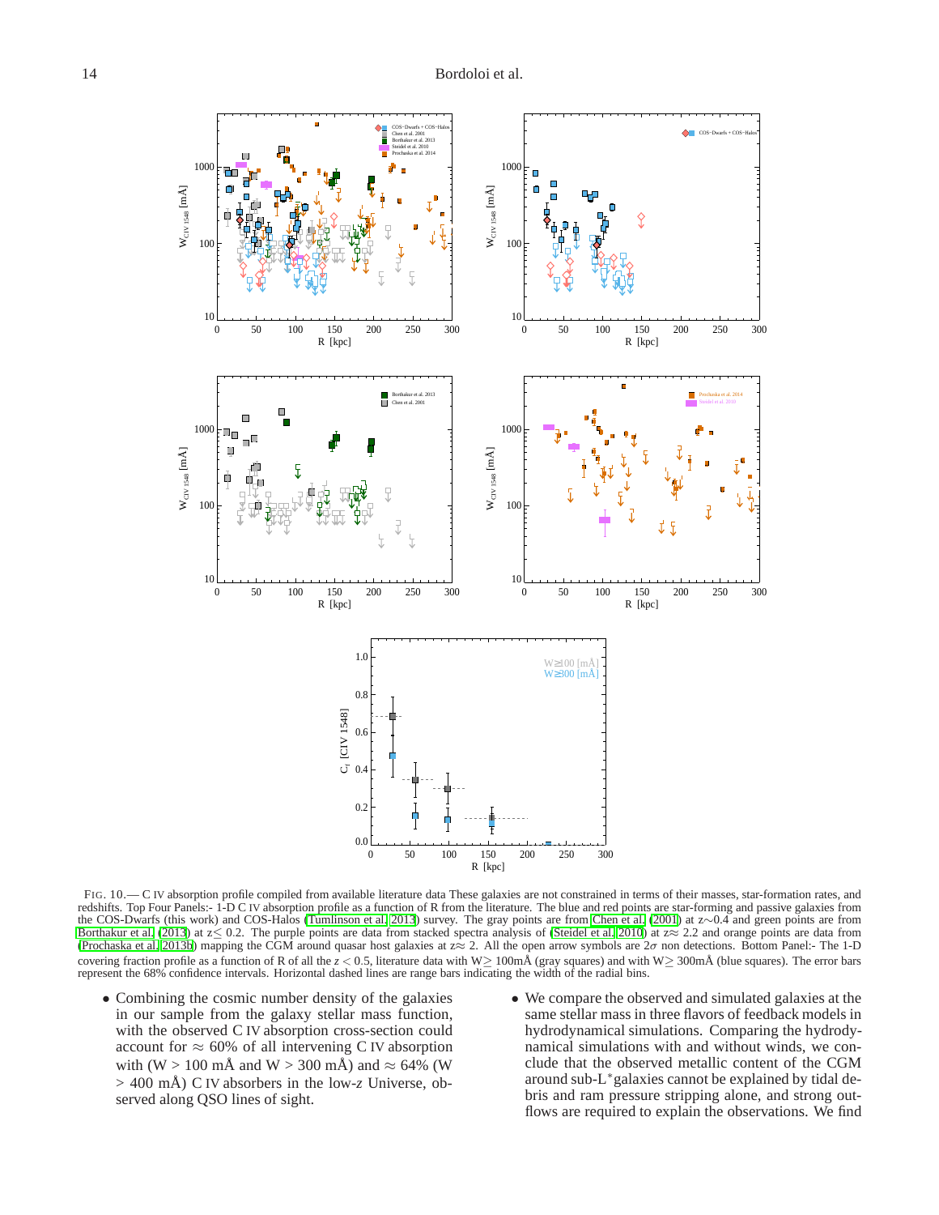FIG. 10.— C IV absorption profile compiled from available literature data These galaxies are not constrained in terms of their masses, star-formation rates, and redshifts. Top Four Panels:- 1-D C IV absorption profile as a function of R from the literature. The blue and red points are star-forming and passive galaxies from the COS-Dwarfs (this work) and COS-Halos (Tumlinson et al. 2013) survey. The gray points are from Chen et al. (2001) at z∼0.4 and green points are from Borthakur et al. (2013) at z≲ 0.2. The purple points are data from stacked spectra analysis of (Steidel et al. 2010) at z≈ 2.2 and orange points are data from (Prochaska et al. 2013b) mapping the CGM around quasar host galaxies at z≈ 2. All the open arrow symbols are 2$\sigma$ non detections. Bottom Panel:- The 1-D covering fraction profile as a function of R of all the $z < 0.5$, literature data with W≥ 100mÅ (gray squares) and with W≥ 300mÅ (blue squares). The error bars represent the 68% confidence intervals. Horizontal dashed lines are range bars indicating the width of the radial bins.

- Combining the cosmic number density of the galaxies in our sample from the galaxy stellar mass function, with the observed C IV absorption cross-section could account for ≈ 60% of all intervening C IV absorption with (W > 100 mÅ and W > 300 mÅ) and ≈ 64% (W > 400 mÅ) C IV absorbers in the low-$z$ Universe, observed along QSO lines of sight.

- We compare the observed and simulated galaxies at the same stellar mass in three flavors of feedback models in hydrodynamical simulations. Comparing the hydrodynamical simulations with and without winds, we conclude that the observed metallic content of the CGM around sub-L$^*$galaxies cannot be explained by tidal debris and ram pressure stripping alone, and strong outflows are required to explain the observations. We find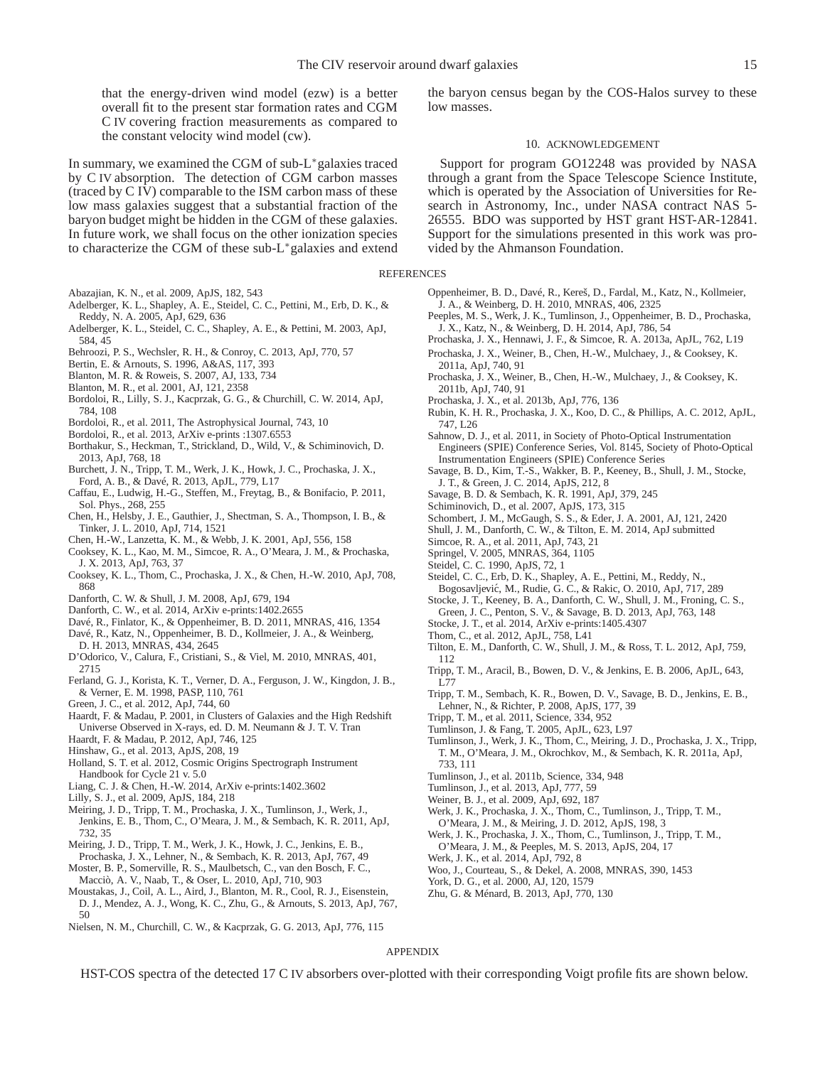that the energy-driven wind model (ezw) is a better overall fit to the present star formation rates and CGM C IV covering fraction measurements as compared to the constant velocity wind model (cw).

In summary, we examined the CGM of sub-L$^*$galaxies traced by C IV absorption. The detection of CGM carbon masses (traced by C IV) comparable to the ISM carbon mass of these low mass galaxies suggest that a substantial fraction of the baryon budget might be hidden in the CGM of these galaxies. In future work, we shall focus on the other ionization species to characterize the CGM of these sub-L$^*$galaxies and extend the baryon census began by the COS-Halos survey to these low masses.

## 10. ACKNOWLEDGEMENT

Support for program GO12248 was provided by NASA through a grant from the Space Telescope Science Institute, which is operated by the Association of Universities for Research in Astronomy, Inc., under NASA contract NAS 5-26555. BDO was supported by HST grant HST-AR-12841. Support for the simulations presented in this work was provided by the Ahmanson Foundation.

## REFERENCES

Abazajian, K. N., et al. 2009, ApJS, 182, 543
Adelberger, K. L., Shapley, A. E., Steidel, C. C., Pettini, M., Erb, D. K., & Reddy, N. A. 2005, ApJ, 629, 636
Adelberger, K. L., Steidel, C. C., Shapley, A. E., & Pettini, M. 2003, ApJ, 584, 45
Behroozi, P. S., Wechsler, R. H., & Conroy, C. 2013, ApJ, 770, 57
Bertin, E. & Arnouts, S. 1996, A&AS, 117, 393
Blanton, M. R. & Roweis, S. 2007, AJ, 133, 734
Blanton, M. R., et al. 2001, AJ, 121, 2358
Bordoloi, R., Lilly, S. J., Kacprzak, G. G., & Churchill, C. W. 2014, ApJ, 784, 108
Bordoloi, R., et al. 2011, The Astrophysical Journal, 743, 10
Bordoloi, R., et al. 2013, ArXiv e-prints :1307.6553
Borthakur, S., Heckman, T., Strickland, D., Wild, V., & Schiminovich, D. 2013, ApJ, 768, 18
Burchett, J. N., Tripp, T. M., Werk, J. K., Howk, J. C., Prochaska, J. X., Ford, A. B., & Davé, R. 2013, ApJL, 779, L17
Caffau, E., Ludwig, H.-G., Steffen, M., Freytag, B., & Bonifacio, P. 2011, Sol. Phys., 268, 255
Chen, H., Helsby, J. E., Gauthier, J., Shectman, S. A., Thompson, I. B., & Tinker, J. L. 2010, ApJ, 714, 1521
Chen, H.-W., Lanzetta, K. M., & Webb, J. K. 2001, ApJ, 556, 158
Cooksey, K. L., Kao, M. M., Simcoe, R. A., O'Meara, J. M., & Prochaska, J. X. 2013, ApJ, 763, 37
Cooksey, K. L., Thom, C., Prochaska, J. X., & Chen, H.-W. 2010, ApJ, 708, 868
Danforth, C. W. & Shull, J. M. 2008, ApJ, 679, 194
Danforth, C. W., et al. 2014, ArXiv e-prints:1402.2655
Davé, R., Finlator, K., & Oppenheimer, B. D. 2011, MNRAS, 416, 1354
Davé, R., Katz, N., Oppenheimer, B. D., Kollmeier, J. A., & Weinberg, D. H. 2013, MNRAS, 434, 2645
D'Odorico, V., Calura, F., Cristiani, S., & Viel, M. 2010, MNRAS, 401, 2715
Ferland, G. J., Korista, K. T., Verner, D. A., Ferguson, J. W., Kingdon, J. B., & Verner, E. M. 1998, PASP, 110, 761
Green, J. C., et al. 2012, ApJ, 744, 60
Haardt, F. & Madau, P. 2001, in Clusters of Galaxies and the High Redshift Universe Observed in X-rays, ed. D. M. Neumann & J. T. V. Tran
Haardt, F. & Madau, P. 2012, ApJ, 746, 125
Hinshaw, G., et al. 2013, ApJS, 208, 19
Holland, S. T. et al. 2012, Cosmic Origins Spectrograph Instrument Handbook for Cycle 21 v. 5.0
Liang, C. J. & Chen, H.-W. 2014, ArXiv e-prints:1402.3602
Lilly, S. J., et al. 2009, ApJS, 184, 218
Meiring, J. D., Tripp, T. M., Prochaska, J. X., Tumlinson, J., Werk, J., Jenkins, E. B., Thom, C., O'Meara, J. M., & Sembach, K. R. 2011, ApJ, 732, 35
Meiring, J. D., Tripp, T. M., Werk, J. K., Howk, J. C., Jenkins, E. B., Prochaska, J. X., Lehner, N., & Sembach, K. R. 2013, ApJ, 767, 49
Moster, B. P., Somerville, R. S., Maulbetsch, C., van den Bosch, F. C., Macciò, A. V., Naab, T., & Oser, L. 2010, ApJ, 710, 903
Moustakas, J., Coil, A. L., Aird, J., Blanton, M. R., Cool, R. J., Eisenstein, D. J., Mendez, A. J., Wong, K. C., Zhu, G., & Arnouts, S. 2013, ApJ, 767, 50
Nielsen, N. M., Churchill, C. W., & Kacprzak, G. G. 2013, ApJ, 776, 115
Oppenheimer, B. D., Davé, R., Kereš, D., Fardal, M., Katz, N., Kollmeier, J. A., & Weinberg, D. H. 2010, MNRAS, 406, 2325
Peeples, M. S., Werk, J. K., Tumlinson, J., Oppenheimer, B. D., Prochaska, J. X., Katz, N., & Weinberg, D. H. 2014, ApJ, 786, 54
Prochaska, J. X., Hennawi, J. F., & Simcoe, R. A. 2013a, ApJL, 762, L19
Prochaska, J. X., Weiner, B., Chen, H.-W., Mulchaey, J., & Cooksey, K. 2011a, ApJ, 740, 91
Prochaska, J. X., Weiner, B., Chen, H.-W., Mulchaey, J., & Cooksey, K. 2011b, ApJ, 740, 91
Prochaska, J. X., et al. 2013b, ApJ, 776, 136
Rubin, K. H. R., Prochaska, J. X., Koo, D. C., & Phillips, A. C. 2012, ApJL, 747, L26
Sahnow, D. J., et al. 2011, in Society of Photo-Optical Instrumentation Engineers (SPIE) Conference Series, Vol. 8145, Society of Photo-Optical Instrumentation Engineers (SPIE) Conference Series
Savage, B. D., Kim, T.-S., Wakker, B. P., Keeney, B., Shull, J. M., Stocke, J. T., & Green, J. C. 2014, ApJS, 212, 8
Savage, B. D. & Sembach, K. R. 1991, ApJ, 379, 245
Schiminovich, D., et al. 2007, ApJS, 173, 315
Schombert, J. M., McGaugh, S. S., & Eder, J. A. 2001, AJ, 121, 2420
Shull, J. M., Danforth, C. W., & Tilton, E. M. 2014, ApJ submitted
Simcoe, R. A., et al. 2011, ApJ, 743, 21
Springel, V. 2005, MNRAS, 364, 1105
Steidel, C. C. 1990, ApJS, 72, 1
Steidel, C. C., Erb, D. K., Shapley, A. E., Pettini, M., Reddy, N., Bogosavljević, M., Rudie, G. C., & Rakic, O. 2010, ApJ, 717, 289
Stocke, J. T., Keeney, B. A., Danforth, C. W., Shull, J. M., Froning, C. S., Green, J. C., Penton, S. V., & Savage, B. D. 2013, ApJ, 763, 148
Stocke, J. T., et al. 2014, ArXiv e-prints:1405.4307
Thom, C., et al. 2012, ApJL, 758, L41
Tilton, E. M., Danforth, C. W., Shull, J. M., & Ross, T. L. 2012, ApJ, 759, 112
Tripp, T. M., Aracil, B., Bowen, D. V., & Jenkins, E. B. 2006, ApJL, 643, L77
Tripp, T. M., Sembach, K. R., Bowen, D. V., Savage, B. D., Jenkins, E. B., Lehner, N., & Richter, P. 2008, ApJS, 177, 39
Tripp, T. M., et al. 2011, Science, 334, 952
Tumlinson, J. & Fang, T. 2005, ApJL, 623, L97
Tumlinson, J., Werk, J. K., Thom, C., Meiring, J. D., Prochaska, J. X., Tripp, T. M., O'Meara, J. M., Okrochkov, M., & Sembach, K. R. 2011a, ApJ, 733, 111
Tumlinson, J., et al. 2011b, Science, 334, 948
Tumlinson, J., et al. 2013, ApJ, 777, 59
Weiner, B. J., et al. 2009, ApJ, 692, 187
Werk, J. K., Prochaska, J. X., Thom, C., Tumlinson, J., Tripp, T. M., O'Meara, J. M., & Meiring, J. D. 2012, ApJS, 198, 3
Werk, J. K., Prochaska, J. X., Thom, C., Tumlinson, J., Tripp, T. M., O'Meara, J. M., & Peeples, M. S. 2013, ApJS, 204, 17
Werk, J. K., et al. 2014, ApJ, 792, 8
Woo, J., Courteau, S., & Dekel, A. 2008, MNRAS, 390, 1453
York, D. G., et al. 2000, AJ, 120, 1579
Zhu, G. & Ménard, B. 2013, ApJ, 770, 130

## APPENDIX

HST-COS spectra of the detected 17 C IV absorbers over-plotted with their corresponding Voigt profile fits are shown below.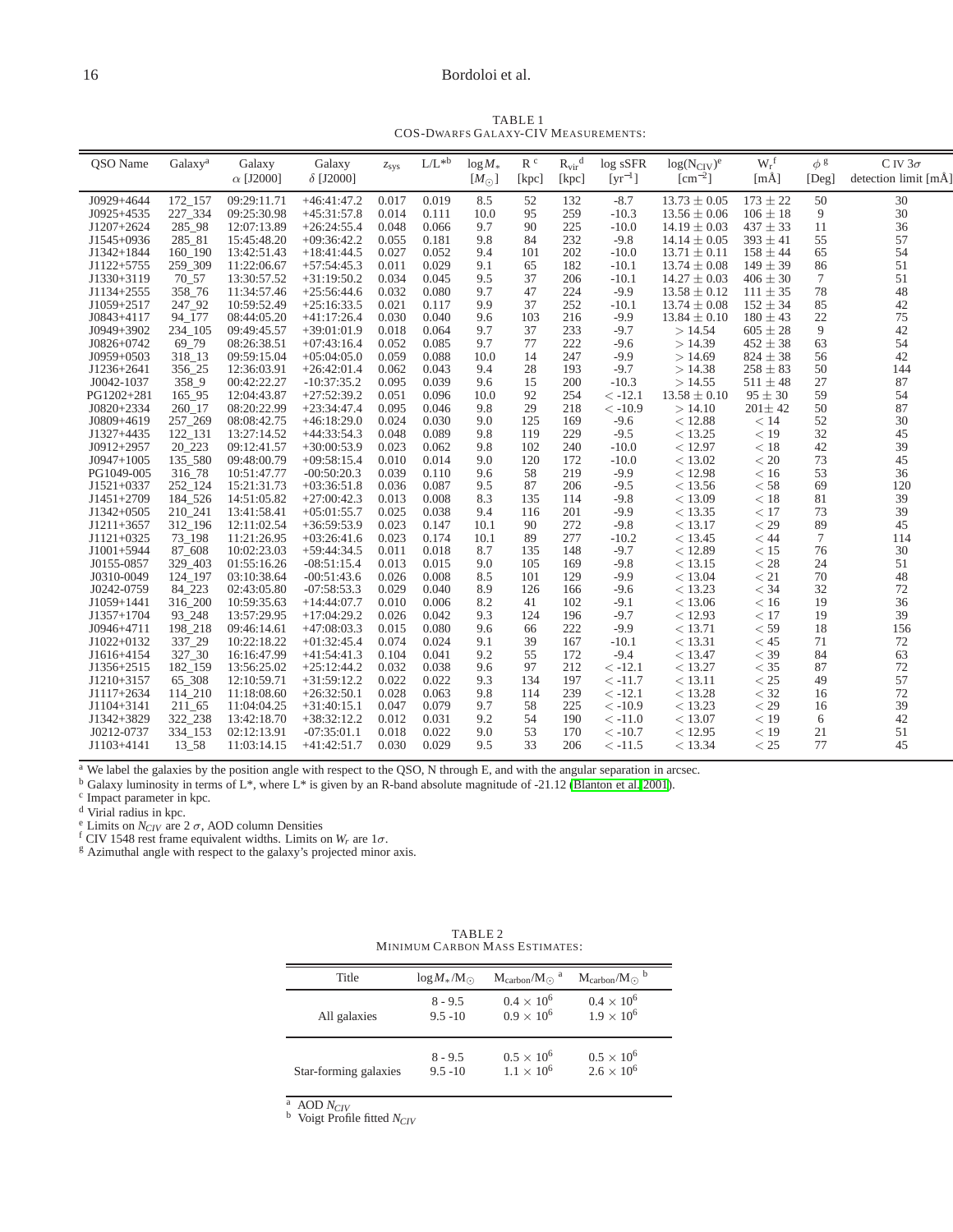TABLE 1
COS-DWARFS GALAXY-CIV MEASUREMENTS:

| QSO Name | Galaxy[a] | Galaxy $\alpha$ [J2000] | Galaxy $\delta$ [J2000] | $z_{sys}$ | L/L*[b] | $\log M_*$ [$M_\odot$] | R[c] [kpc] | $R_{vir}$[d] [kpc] | log sSFR [$yr^{-1}$] | $\log(N_{CIV})$[e] [$cm^{-2}$] | $W_r$[f] [mÅ] | $\phi$[g] [Deg] | C IV $3\sigma$ detection limit [mÅ] |
|---|---|---|---|---|---|---|---|---|---|---|---|---|---|
| J0929+4644 | 172_157 | 09:29:11.71 | +46:41:47.2 | 0.017 | 0.019 | 8.5 | 52 | 132 | -8.7 | $13.73 \pm 0.05$ | $173 \pm 22$ | 50 | 30 |
| J0925+4535 | 227_334 | 09:25:30.98 | +45:31:57.8 | 0.014 | 0.111 | 10.0 | 95 | 259 | -10.3 | $13.56 \pm 0.06$ | $106 \pm 18$ | 9 | 30 |
| J1207+2624 | 285_98 | 12:07:13.89 | +26:24:55.4 | 0.048 | 0.066 | 9.7 | 90 | 225 | -10.0 | $14.19 \pm 0.03$ | $437 \pm 33$ | 11 | 36 |
| J1545+0936 | 285_81 | 15:45:48.20 | +09:36:42.2 | 0.055 | 0.181 | 9.8 | 84 | 232 | -9.8 | $14.14 \pm 0.05$ | $393 \pm 41$ | 55 | 57 |
| J1342+1844 | 160_190 | 13:42:51.43 | +18:41:44.5 | 0.027 | 0.052 | 9.4 | 101 | 202 | -10.0 | $13.71 \pm 0.11$ | $158 \pm 44$ | 65 | 54 |
| J1122+5755 | 259_309 | 11:22:06.67 | +57:54:45.3 | 0.011 | 0.029 | 9.1 | 65 | 182 | -10.1 | $13.74 \pm 0.08$ | $149 \pm 39$ | 86 | 51 |
| J1330+3119 | 70_57 | 13:30:57.52 | +31:19:50.2 | 0.034 | 0.045 | 9.5 | 37 | 206 | -10.1 | $14.27 \pm 0.03$ | $406 \pm 30$ | 7 | 51 |
| J1134+2555 | 358_76 | 11:34:57.46 | +25:56:44.6 | 0.032 | 0.080 | 9.7 | 47 | 224 | -9.9 | $13.58 \pm 0.12$ | $111 \pm 35$ | 78 | 48 |
| J1059+2517 | 247_92 | 10:59:52.49 | +25:16:33.5 | 0.021 | 0.117 | 9.9 | 37 | 252 | -10.1 | $13.74 \pm 0.08$ | $152 \pm 34$ | 85 | 42 |
| J0843+4117 | 94_177 | 08:44:05.20 | +41:17:26.4 | 0.030 | 0.040 | 9.6 | 103 | 216 | -9.9 | $13.84 \pm 0.10$ | $180 \pm 43$ | 22 | 75 |
| J0949+3902 | 234_105 | 09:49:45.57 | +39:01:01.9 | 0.018 | 0.064 | 9.7 | 37 | 233 | -9.7 | $> 14.54$ | $605 \pm 28$ | 9 | 42 |
| J0826+0742 | 69_79 | 08:26:38.51 | +07:43:16.4 | 0.052 | 0.085 | 9.7 | 77 | 222 | -9.6 | $> 14.39$ | $452 \pm 38$ | 63 | 54 |
| J0959+0503 | 318_13 | 09:59:15.04 | +05:04:05.0 | 0.059 | 0.088 | 10.0 | 14 | 247 | -9.9 | $> 14.69$ | $824 \pm 38$ | 56 | 42 |
| J1236+2641 | 356_25 | 12:36:03.91 | +26:42:01.4 | 0.062 | 0.043 | 9.4 | 28 | 193 | -9.7 | $> 14.38$ | $258 \pm 83$ | 50 | 144 |
| J0042-1037 | 358_9 | 00:42:22.27 | -10:37:35.2 | 0.095 | 0.039 | 9.6 | 15 | 200 | -10.3 | $> 14.55$ | $511 \pm 48$ | 27 | 87 |
| PG1202+281 | 165_95 | 12:04:43.87 | +27:52:39.2 | 0.051 | 0.096 | 10.0 | 92 | 254 | $<$ -12.1 | $13.58 \pm 0.10$ | $95 \pm 30$ | 59 | 54 |
| J0820+2334 | 260_17 | 08:20:22.99 | +23:34:47.4 | 0.095 | 0.046 | 9.8 | 29 | 218 | $<$ -10.9 | $> 14.10$ | $201 \pm 42$ | 50 | 87 |
| J0809+4619 | 257_269 | 08:08:42.75 | +46:18:29.0 | 0.024 | 0.030 | 9.0 | 125 | 169 | -9.6 | $< 12.88$ | $< 14$ | 52 | 30 |
| J1327+4435 | 122_131 | 13:27:14.52 | +44:33:54.3 | 0.048 | 0.089 | 9.8 | 119 | 229 | -9.5 | $< 13.25$ | $< 19$ | 32 | 45 |
| J0912+2957 | 20_223 | 09:12:41.57 | +30:00:53.9 | 0.023 | 0.062 | 9.8 | 102 | 240 | -10.0 | $< 12.97$ | $< 18$ | 42 | 39 |
| J0947+1005 | 135_580 | 09:48:00.79 | +09:58:15.4 | 0.010 | 0.014 | 9.0 | 120 | 172 | -10.0 | $< 13.02$ | $< 20$ | 73 | 45 |
| PG1049-005 | 316_78 | 10:51:47.77 | -00:50:20.3 | 0.039 | 0.110 | 9.6 | 58 | 219 | -9.9 | $< 12.98$ | $< 16$ | 53 | 36 |
| J1521+0337 | 252_124 | 15:21:31.73 | +03:36:51.8 | 0.036 | 0.087 | 9.5 | 87 | 206 | -9.5 | $< 13.56$ | $< 58$ | 69 | 120 |
| J1451+2709 | 184_526 | 14:51:05.82 | +27:00:42.3 | 0.013 | 0.008 | 8.3 | 135 | 114 | -9.8 | $< 13.09$ | $< 18$ | 81 | 39 |
| J1342+0505 | 210_241 | 13:41:58.41 | +05:01:55.7 | 0.025 | 0.038 | 9.4 | 116 | 201 | -9.9 | $< 13.35$ | $< 17$ | 73 | 39 |
| J1211+3657 | 312_196 | 12:11:02.54 | +36:59:53.9 | 0.023 | 0.147 | 10.1 | 90 | 272 | -9.8 | $< 13.17$ | $< 29$ | 89 | 45 |
| J1121+0325 | 73_198 | 11:21:26.95 | +03:26:41.6 | 0.023 | 0.174 | 10.1 | 89 | 277 | -10.2 | $< 13.45$ | $< 44$ | 7 | 114 |
| J1001+5944 | 87_608 | 10:02:23.03 | +59:44:34.5 | 0.011 | 0.018 | 8.7 | 135 | 148 | -9.7 | $< 12.89$ | $< 15$ | 76 | 30 |
| J0155-0857 | 329_403 | 01:55:16.26 | -08:51:15.4 | 0.013 | 0.015 | 9.0 | 105 | 169 | -9.8 | $< 13.15$ | $< 28$ | 24 | 51 |
| J0310-0049 | 124_197 | 03:10:38.64 | -00:51:43.6 | 0.026 | 0.008 | 8.5 | 101 | 129 | -9.9 | $< 13.04$ | $< 21$ | 70 | 48 |
| J0242-0759 | 84_223 | 02:43:05.80 | -07:58:53.3 | 0.029 | 0.040 | 8.9 | 126 | 166 | -9.6 | $< 13.23$ | $< 34$ | 32 | 72 |
| J1059+1441 | 316_200 | 10:59:35.63 | +14:44:07.7 | 0.010 | 0.006 | 8.2 | 41 | 102 | -9.1 | $< 13.06$ | $< 16$ | 19 | 36 |
| J1357+1704 | 93_248 | 13:57:29.95 | +17:04:29.2 | 0.026 | 0.042 | 9.3 | 124 | 196 | -9.7 | $< 12.93$ | $< 17$ | 19 | 39 |
| J0946+4711 | 198_218 | 09:46:14.61 | +47:08:03.3 | 0.015 | 0.080 | 9.6 | 66 | 222 | -9.9 | $< 13.71$ | $< 59$ | 18 | 156 |
| J1022+0132 | 337_29 | 10:22:18.22 | +01:32:45.4 | 0.074 | 0.024 | 9.1 | 39 | 167 | -10.1 | $< 13.31$ | $< 45$ | 71 | 72 |
| J1616+4154 | 327_30 | 16:16:47.99 | +41:54:41.3 | 0.104 | 0.041 | 9.2 | 55 | 172 | -9.4 | $< 13.47$ | $< 39$ | 84 | 63 |
| J1356+2515 | 182_159 | 13:56:25.02 | +25:12:44.2 | 0.032 | 0.038 | 9.6 | 97 | 212 | $<$ -12.1 | $< 13.27$ | $< 35$ | 87 | 72 |
| J1210+3157 | 65_308 | 12:10:59.71 | +31:59:12.2 | 0.022 | 0.022 | 9.3 | 134 | 197 | $<$ -11.7 | $< 13.11$ | $< 25$ | 49 | 57 |
| J1117+2634 | 114_210 | 11:18:08.60 | +26:32:50.1 | 0.028 | 0.063 | 9.8 | 114 | 239 | $<$ -12.1 | $< 13.28$ | $< 32$ | 16 | 72 |
| J1104+3141 | 211_65 | 11:04:04.25 | +31:40:15.1 | 0.047 | 0.079 | 9.7 | 58 | 225 | $<$ -10.9 | $< 13.23$ | $< 29$ | 16 | 39 |
| J1342+3829 | 322_238 | 13:42:18.70 | +38:32:12.2 | 0.012 | 0.031 | 9.2 | 54 | 190 | $<$ -11.0 | $< 13.07$ | $< 19$ | 6 | 42 |
| J0212-0737 | 334_153 | 02:12:13.91 | -07:35:01.1 | 0.018 | 0.022 | 9.0 | 53 | 170 | $<$ -10.7 | $< 12.95$ | $< 19$ | 21 | 51 |
| J1103+4141 | 13_58 | 11:03:14.15 | +41:42:51.7 | 0.030 | 0.029 | 9.5 | 33 | 206 | $<$ -11.5 | $< 13.34$ | $< 25$ | 77 | 45 |

[a] We label the galaxies by the position angle with respect to the QSO, N through E, and with the angular separation in arcsec.
[b] Galaxy luminosity in terms of L*, where L* is given by an R-band absolute magnitude of -21.12 (Blanton et al. 2001).
[c] Impact parameter in kpc.
[d] Virial radius in kpc.
[e] Limits on $N_{CIV}$ are 2 $\sigma$, AOD column Densities
[f] CIV 1548 rest frame equivalent widths. Limits on $W_r$ are $1\sigma$.
[g] Azimuthal angle with respect to the galaxy's projected minor axis.

TABLE 2
MINIMUM CARBON MASS ESTIMATES:

| Title | $\log M_*/M_\odot$ | $M_{carbon}/M_\odot$ [a] | $M_{carbon}/M_\odot$ [b] |
|---|---|---|---|
| All galaxies | 8 - 9.5 | $0.4 \times 10^6$ | $0.4 \times 10^6$ |
| | 9.5 -10 | $0.9 \times 10^6$ | $1.9 \times 10^6$ |
| Star-forming galaxies | 8 - 9.5 | $0.5 \times 10^6$ | $0.5 \times 10^6$ |
| | 9.5 -10 | $1.1 \times 10^6$ | $2.6 \times 10^6$ |

[a] AOD $N_{CIV}$
[b] Voigt Profile fitted $N_{CIV}$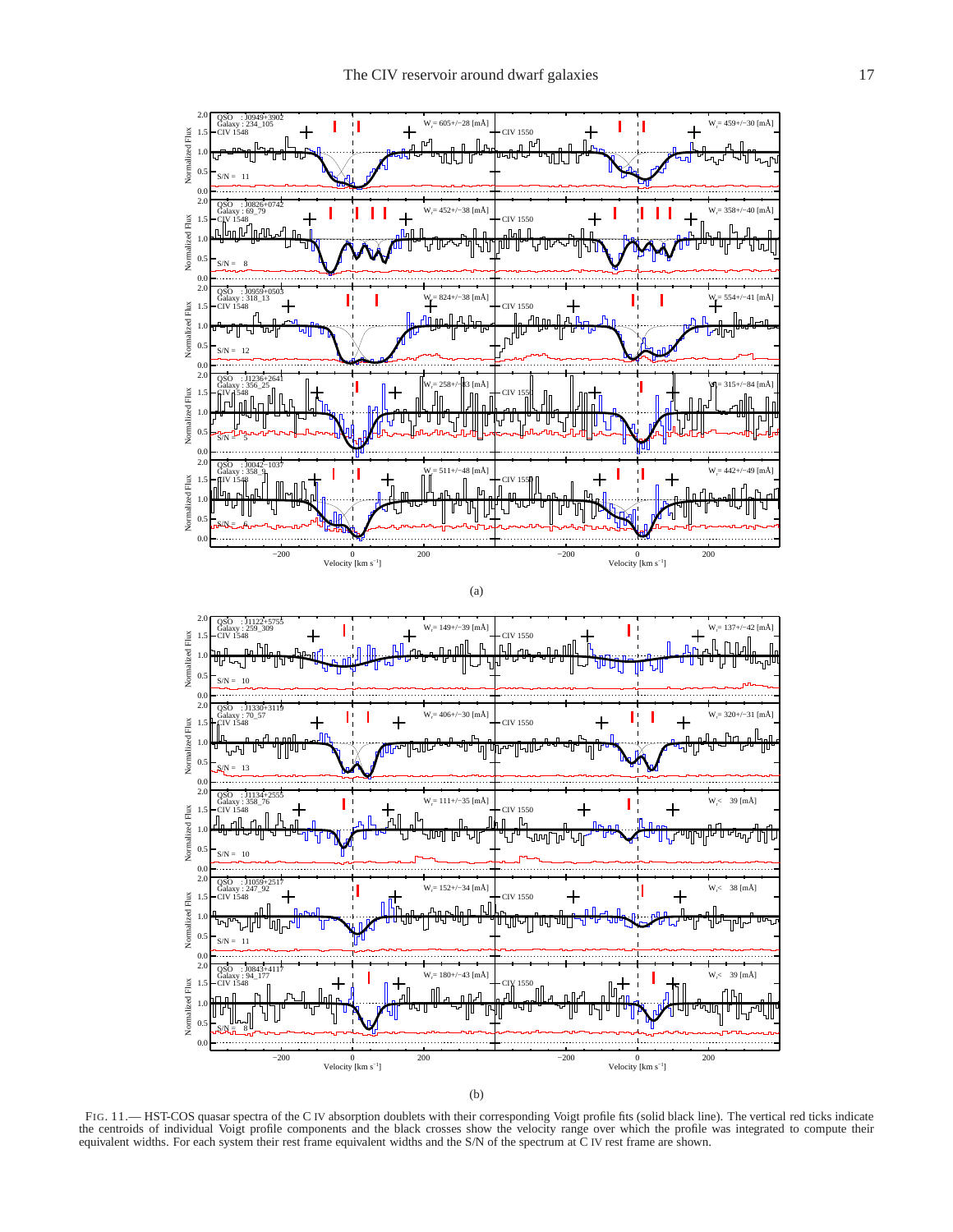(a)

(b)

FIG. 11.— HST-COS quasar spectra of the C IV absorption doublets with their corresponding Voigt profile fits (solid black line). The vertical red ticks indicate the centroids of individual Voigt profile components and the black crosses show the velocity range over which the profile was integrated to compute their equivalent widths. For each system their rest frame equivalent widths and the S/N of the spectrum at C IV rest frame are shown.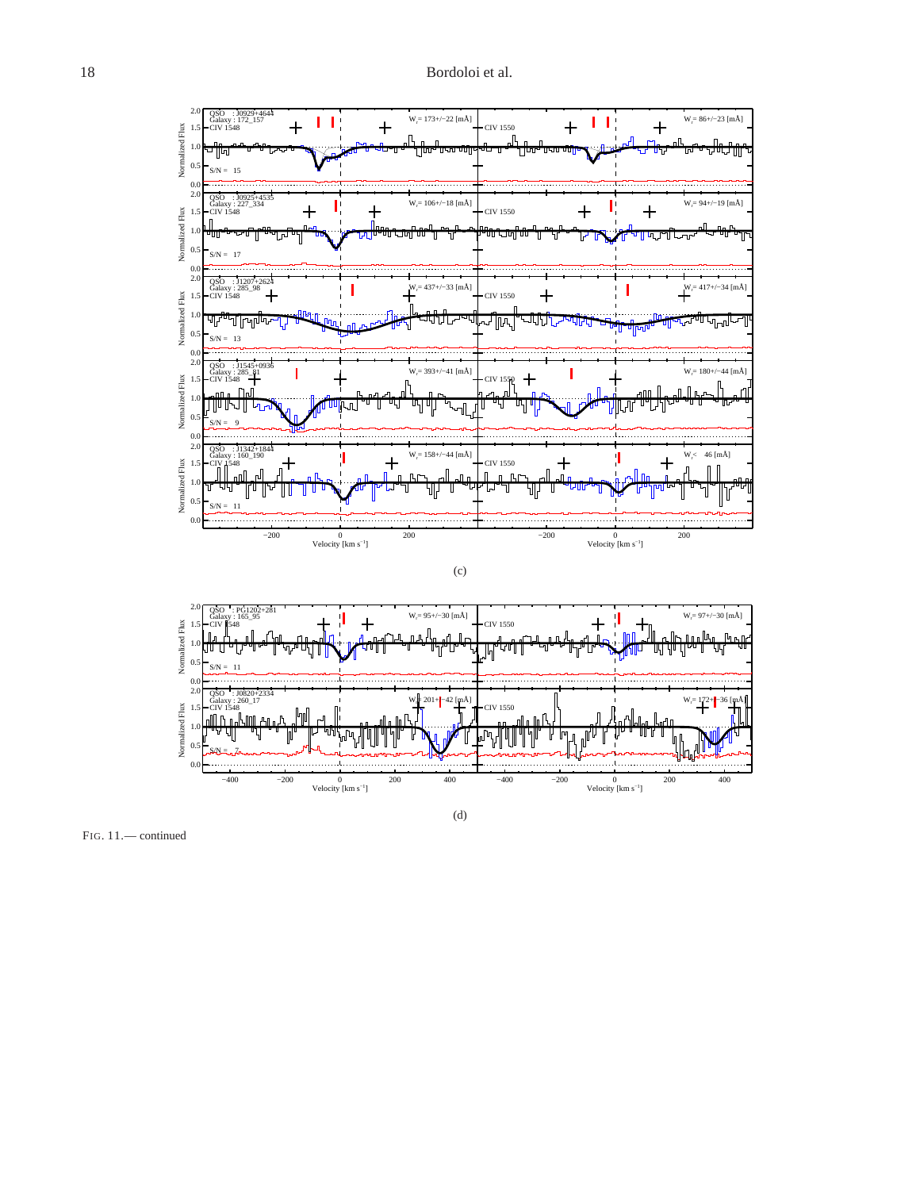QSO : J0929+4644
Galaxy : 172_157
CIV 1548
$W_r$= 173+/−22 [mÅ]
S/N = 15
CIV 1550
$W_r$= 86+/−23 [mÅ]

QSO : J0925+4535
Galaxy : 227_334
CIV 1548
$W_r$= 106+/−18 [mÅ]
S/N = 17
CIV 1550
$W_r$= 94+/−19 [mÅ]

QSO : J1207+2624
Galaxy : 285_98
CIV 1548
$W_r$= 437+/−33 [mÅ]
S/N = 13
CIV 1550
$W_r$= 417+/−34 [mÅ]

QSO : J1545+0936
Galaxy : 285_81
CIV 1548
$W_r$= 393+/−41 [mÅ]
S/N = 9
CIV 1550
$W_r$= 180+/−44 [mÅ]

QSO : J1342+1844
Galaxy : 160_190
CIV 1548
$W_r$= 158+/−44 [mÅ]
S/N = 11
CIV 1550
$W_r$< 46 [mÅ]

Velocity [km s$^{-1}$]

(c)

QSO : PG1202+281
Galaxy : 165_95
CIV 1548
$W_r$= 95+/−30 [mÅ]
S/N = 11
CIV 1550
$W_r$= 97+/−30 [mÅ]

QSO : J0820+2334
Galaxy : 260_17
CIV 1548
$W_r$= 201+/−42 [mÅ]
S/N = 7
CIV 1550
$W_r$= 172+/−36 [mÅ]

Velocity [km s$^{-1}$]

(d)

FIG. 11.— continued